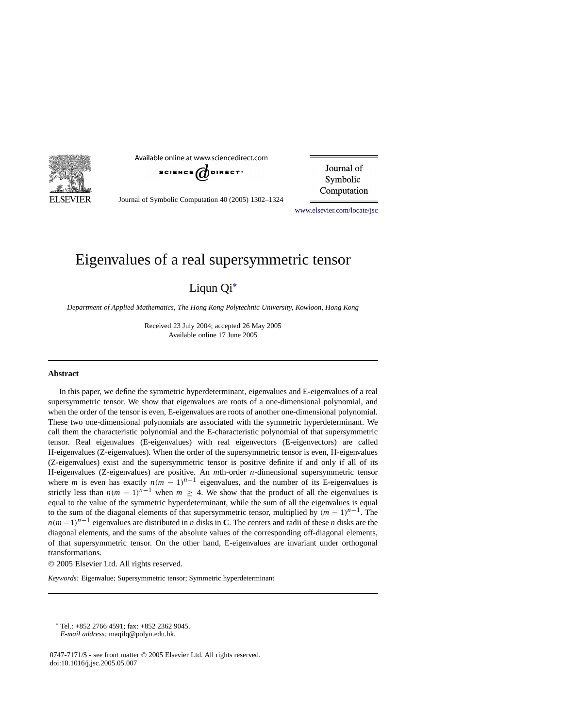# Eigenvalues of a real supersymmetric tensor

Liqun Qi*

*Department of Applied Mathematics, The Hong Kong Polytechnic University, Kowloon, Hong Kong*

Received 23 July 2004; accepted 26 May 2005
Available online 17 June 2005

---

**Abstract**

In this paper, we define the symmetric hyperdeterminant, eigenvalues and E-eigenvalues of a real supersymmetric tensor. We show that eigenvalues are roots of a one-dimensional polynomial, and when the order of the tensor is even, E-eigenvalues are roots of another one-dimensional polynomial. These two one-dimensional polynomials are associated with the symmetric hyperdeterminant. We call them the characteristic polynomial and the E-characteristic polynomial of that supersymmetric tensor. Real eigenvalues (E-eigenvalues) with real eigenvectors (E-eigenvectors) are called H-eigenvalues (Z-eigenvalues). When the order of the supersymmetric tensor is even, H-eigenvalues (Z-eigenvalues) exist and the supersymmetric tensor is positive definite if and only if all of its H-eigenvalues (Z-eigenvalues) are positive. An $m$th-order $n$-dimensional supersymmetric tensor where $m$ is even has exactly $n(m-1)^{n-1}$ eigenvalues, and the number of its E-eigenvalues is strictly less than $n(m-1)^{n-1}$ when $m \geq 4$. We show that the product of all the eigenvalues is equal to the value of the symmetric hyperdeterminant, while the sum of all the eigenvalues is equal to the sum of the diagonal elements of that supersymmetric tensor, multiplied by $(m-1)^{n-1}$. The $n(m-1)^{n-1}$ eigenvalues are distributed in $n$ disks in $\mathbf{C}$. The centers and radii of these $n$ disks are the diagonal elements, and the sums of the absolute values of the corresponding off-diagonal elements, of that supersymmetric tensor. On the other hand, E-eigenvalues are invariant under orthogonal transformations.

© 2005 Elsevier Ltd. All rights reserved.

*Keywords:* Eigenvalue; Supersymmetric tensor; Symmetric hyperdeterminant

---

* Tel.: +852 2766 4591; fax: +852 2362 9045.
*E-mail address:* maqilq@polyu.edu.hk.

0747-7171/$ - see front matter © 2005 Elsevier Ltd. All rights reserved.
doi:10.1016/j.jsc.2005.05.007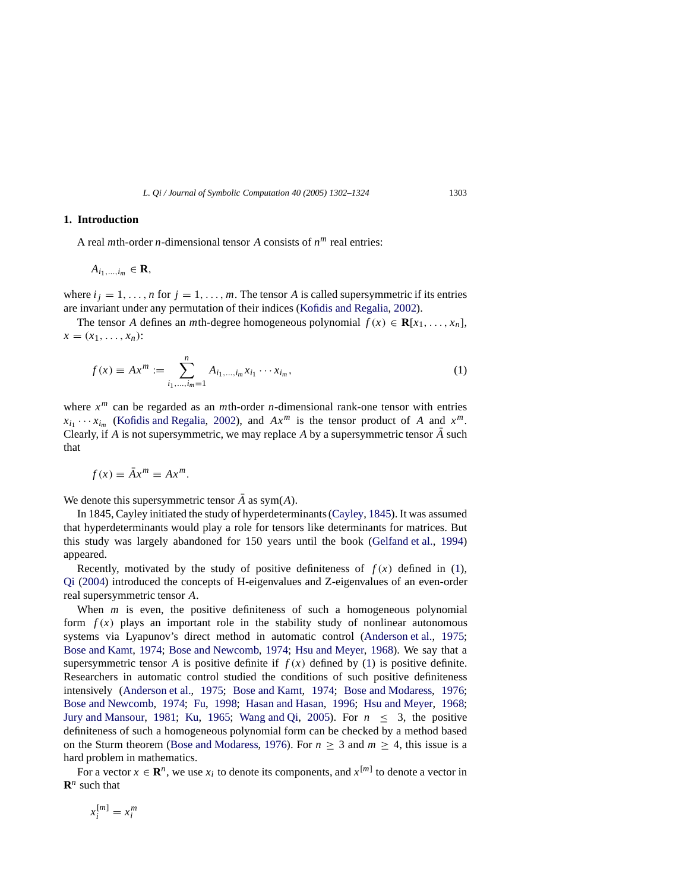## 1. Introduction

A real $m$th-order $n$-dimensional tensor $A$ consists of $n^m$ real entries:

$$A_{i_1,\ldots,i_m} \in \mathbf{R},$$

where $i_j = 1, \ldots, n$ for $j = 1, \ldots, m$. The tensor $A$ is called supersymmetric if its entries are invariant under any permutation of their indices (Kofidis and Regalia, 2002).

The tensor $A$ defines an $m$th-degree homogeneous polynomial $f(x) \in \mathbf{R}[x_1, \ldots, x_n]$, $x = (x_1, \ldots, x_n)$:

$$f(x) \equiv Ax^m := \sum_{i_1,\ldots,i_m=1}^{n} A_{i_1,\ldots,i_m} x_{i_1} \cdots x_{i_m}, \tag{1}$$

where $x^m$ can be regarded as an $m$th-order $n$-dimensional rank-one tensor with entries $x_{i_1} \cdots x_{i_m}$ (Kofidis and Regalia, 2002), and $Ax^m$ is the tensor product of $A$ and $x^m$. Clearly, if $A$ is not supersymmetric, we may replace $A$ by a supersymmetric tensor $\bar{A}$ such that

$$f(x) \equiv \bar{A}x^m \equiv Ax^m.$$

We denote this supersymmetric tensor $\bar{A}$ as sym$(A)$.

In 1845, Cayley initiated the study of hyperdeterminants (Cayley, 1845). It was assumed that hyperdeterminants would play a role for tensors like determinants for matrices. But this study was largely abandoned for 150 years until the book (Gelfand et al., 1994) appeared.

Recently, motivated by the study of positive definiteness of $f(x)$ defined in (1), Qi (2004) introduced the concepts of H-eigenvalues and Z-eigenvalues of an even-order real supersymmetric tensor $A$.

When $m$ is even, the positive definiteness of such a homogeneous polynomial form $f(x)$ plays an important role in the stability study of nonlinear autonomous systems via Lyapunov's direct method in automatic control (Anderson et al., 1975; Bose and Kamt, 1974; Bose and Newcomb, 1974; Hsu and Meyer, 1968). We say that a supersymmetric tensor $A$ is positive definite if $f(x)$ defined by (1) is positive definite. Researchers in automatic control studied the conditions of such positive definiteness intensively (Anderson et al., 1975; Bose and Kamt, 1974; Bose and Modaress, 1976; Bose and Newcomb, 1974; Fu, 1998; Hasan and Hasan, 1996; Hsu and Meyer, 1968; Jury and Mansour, 1981; Ku, 1965; Wang and Qi, 2005). For $n \leq 3$, the positive definiteness of such a homogeneous polynomial form can be checked by a method based on the Sturm theorem (Bose and Modaress, 1976). For $n \geq 3$ and $m \geq 4$, this issue is a hard problem in mathematics.

For a vector $x \in \mathbf{R}^n$, we use $x_i$ to denote its components, and $x^{[m]}$ to denote a vector in $\mathbf{R}^n$ such that

$$x_i^{[m]} = x_i^m$$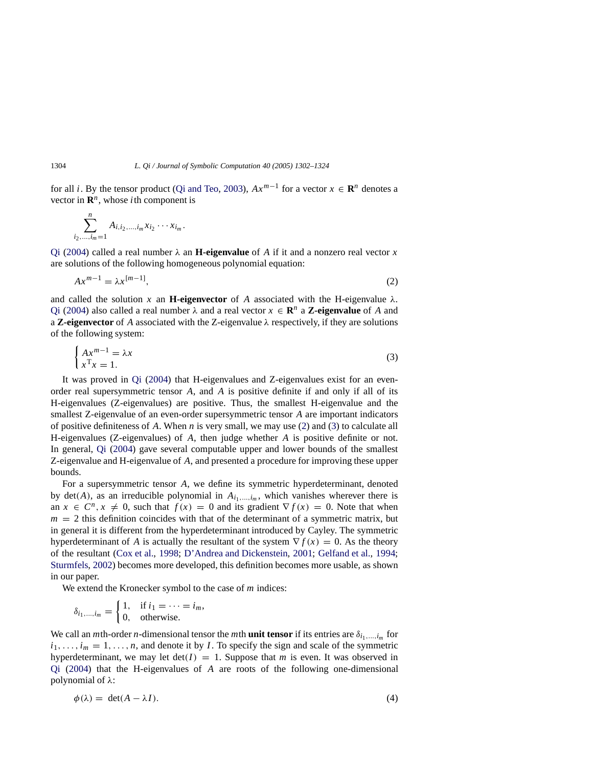for all $i$. By the tensor product (Qi and Teo, 2003), $Ax^{m-1}$ for a vector $x \in \mathbf{R}^n$ denotes a vector in $\mathbf{R}^n$, whose $i$th component is

$$\sum_{i_2,\ldots,i_m=1}^{n} A_{i,i_2,\ldots,i_m} x_{i_2} \cdots x_{i_m}.$$

Qi (2004) called a real number $\lambda$ an **H-eigenvalue** of $A$ if it and a nonzero real vector $x$ are solutions of the following homogeneous polynomial equation:

$$Ax^{m-1} = \lambda x^{[m-1]}, \tag{2}$$

and called the solution $x$ an **H-eigenvector** of $A$ associated with the H-eigenvalue $\lambda$. Qi (2004) also called a real number $\lambda$ and a real vector $x \in \mathbf{R}^n$ a **Z-eigenvalue** of $A$ and a **Z-eigenvector** of $A$ associated with the Z-eigenvalue $\lambda$ respectively, if they are solutions of the following system:

$$\begin{cases} Ax^{m-1} = \lambda x \\ x^{\mathrm{T}} x = 1. \end{cases} \tag{3}$$

It was proved in Qi (2004) that H-eigenvalues and Z-eigenvalues exist for an even-order real supersymmetric tensor $A$, and $A$ is positive definite if and only if all of its H-eigenvalues (Z-eigenvalues) are positive. Thus, the smallest H-eigenvalue and the smallest Z-eigenvalue of an even-order supersymmetric tensor $A$ are important indicators of positive definiteness of $A$. When $n$ is very small, we may use (2) and (3) to calculate all H-eigenvalues (Z-eigenvalues) of $A$, then judge whether $A$ is positive definite or not. In general, Qi (2004) gave several computable upper and lower bounds of the smallest Z-eigenvalue and H-eigenvalue of $A$, and presented a procedure for improving these upper bounds.

For a supersymmetric tensor $A$, we define its symmetric hyperdeterminant, denoted by $\det(A)$, as an irreducible polynomial in $A_{i_1,\ldots,i_m}$, which vanishes wherever there is an $x \in C^n, x \neq 0$, such that $f(x) = 0$ and its gradient $\nabla f(x) = 0$. Note that when $m = 2$ this definition coincides with that of the determinant of a symmetric matrix, but in general it is different from the hyperdeterminant introduced by Cayley. The symmetric hyperdeterminant of $A$ is actually the resultant of the system $\nabla f(x) = 0$. As the theory of the resultant (Cox et al., 1998; D'Andrea and Dickenstein, 2001; Gelfand et al., 1994; Sturmfels, 2002) becomes more developed, this definition becomes more usable, as shown in our paper.

We extend the Kronecker symbol to the case of $m$ indices:

$$\delta_{i_1,\ldots,i_m} = \begin{cases} 1, & \text{if } i_1 = \cdots = i_m, \\ 0, & \text{otherwise.} \end{cases}$$

We call an $m$th-order $n$-dimensional tensor the $m$th **unit tensor** if its entries are $\delta_{i_1,\ldots,i_m}$ for $i_1, \ldots, i_m = 1, \ldots, n$, and denote it by $I$. To specify the sign and scale of the symmetric hyperdeterminant, we may let $\det(I) = 1$. Suppose that $m$ is even. It was observed in Qi (2004) that the H-eigenvalues of $A$ are roots of the following one-dimensional polynomial of $\lambda$:

$$\phi(\lambda) = \det(A - \lambda I). \tag{4}$$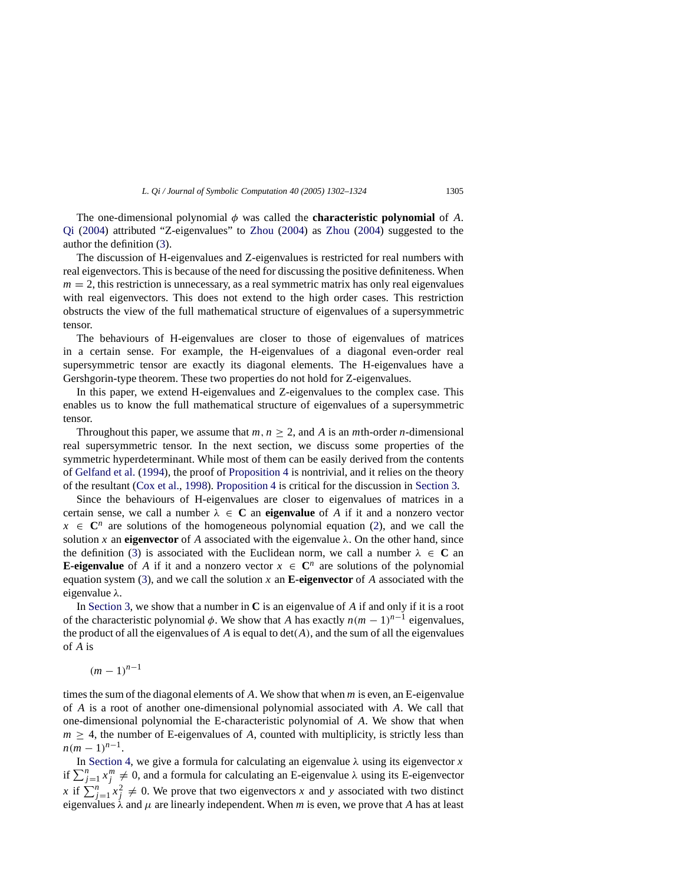The one-dimensional polynomial $\phi$ was called the **characteristic polynomial** of $A$. Qi (2004) attributed "Z-eigenvalues" to Zhou (2004) as Zhou (2004) suggested to the author the definition (3).

The discussion of H-eigenvalues and Z-eigenvalues is restricted for real numbers with real eigenvectors. This is because of the need for discussing the positive definiteness. When $m = 2$, this restriction is unnecessary, as a real symmetric matrix has only real eigenvalues with real eigenvectors. This does not extend to the high order cases. This restriction obstructs the view of the full mathematical structure of eigenvalues of a supersymmetric tensor.

The behaviours of H-eigenvalues are closer to those of eigenvalues of matrices in a certain sense. For example, the H-eigenvalues of a diagonal even-order real supersymmetric tensor are exactly its diagonal elements. The H-eigenvalues have a Gershgorin-type theorem. These two properties do not hold for Z-eigenvalues.

In this paper, we extend H-eigenvalues and Z-eigenvalues to the complex case. This enables us to know the full mathematical structure of eigenvalues of a supersymmetric tensor.

Throughout this paper, we assume that $m, n \geq 2$, and $A$ is an $m$th-order $n$-dimensional real supersymmetric tensor. In the next section, we discuss some properties of the symmetric hyperdeterminant. While most of them can be easily derived from the contents of Gelfand et al. (1994), the proof of Proposition 4 is nontrivial, and it relies on the theory of the resultant (Cox et al., 1998). Proposition 4 is critical for the discussion in Section 3.

Since the behaviours of H-eigenvalues are closer to eigenvalues of matrices in a certain sense, we call a number $\lambda \in \mathbf{C}$ an **eigenvalue** of $A$ if it and a nonzero vector $x \in \mathbf{C}^n$ are solutions of the homogeneous polynomial equation (2), and we call the solution $x$ an **eigenvector** of $A$ associated with the eigenvalue $\lambda$. On the other hand, since the definition (3) is associated with the Euclidean norm, we call a number $\lambda \in \mathbf{C}$ an **E-eigenvalue** of $A$ if it and a nonzero vector $x \in \mathbf{C}^n$ are solutions of the polynomial equation system (3), and we call the solution $x$ an **E-eigenvector** of $A$ associated with the eigenvalue $\lambda$.

In Section 3, we show that a number in $\mathbf{C}$ is an eigenvalue of $A$ if and only if it is a root of the characteristic polynomial $\phi$. We show that $A$ has exactly $n(m-1)^{n-1}$ eigenvalues, the product of all the eigenvalues of $A$ is equal to $\det(A)$, and the sum of all the eigenvalues of $A$ is

$$(m-1)^{n-1}$$

times the sum of the diagonal elements of $A$. We show that when $m$ is even, an E-eigenvalue of $A$ is a root of another one-dimensional polynomial associated with $A$. We call that one-dimensional polynomial the E-characteristic polynomial of $A$. We show that when $m \geq 4$, the number of E-eigenvalues of $A$, counted with multiplicity, is strictly less than $n(m-1)^{n-1}$.

In Section 4, we give a formula for calculating an eigenvalue $\lambda$ using its eigenvector $x$ if $\sum_{j=1}^{n} x_j^m \neq 0$, and a formula for calculating an E-eigenvalue $\lambda$ using its E-eigenvector $x$ if $\sum_{j=1}^{n} x_j^2 \neq 0$. We prove that two eigenvectors $x$ and $y$ associated with two distinct eigenvalues $\lambda$ and $\mu$ are linearly independent. When $m$ is even, we prove that $A$ has at least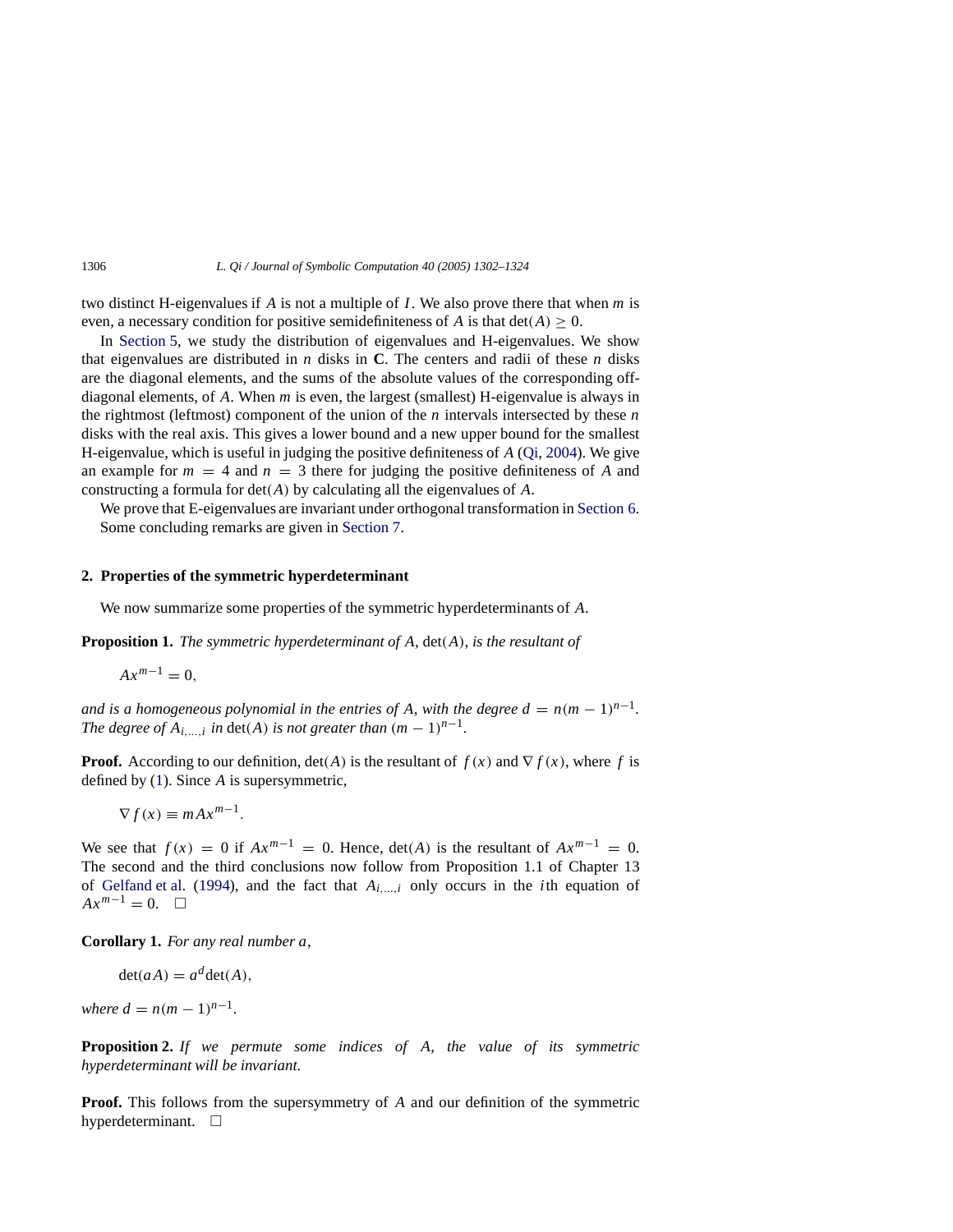two distinct H-eigenvalues if $A$ is not a multiple of $I$. We also prove there that when $m$ is even, a necessary condition for positive semidefiniteness of $A$ is that $\det(A) \geq 0$.

In Section 5, we study the distribution of eigenvalues and H-eigenvalues. We show that eigenvalues are distributed in $n$ disks in $\mathbf{C}$. The centers and radii of these $n$ disks are the diagonal elements, and the sums of the absolute values of the corresponding off-diagonal elements, of $A$. When $m$ is even, the largest (smallest) H-eigenvalue is always in the rightmost (leftmost) component of the union of the $n$ intervals intersected by these $n$ disks with the real axis. This gives a lower bound and a new upper bound for the smallest H-eigenvalue, which is useful in judging the positive definiteness of $A$ (Qi, 2004). We give an example for $m = 4$ and $n = 3$ there for judging the positive definiteness of $A$ and constructing a formula for $\det(A)$ by calculating all the eigenvalues of $A$.

We prove that E-eigenvalues are invariant under orthogonal transformation in Section 6. Some concluding remarks are given in Section 7.

## 2. Properties of the symmetric hyperdeterminant

We now summarize some properties of the symmetric hyperdeterminants of $A$.

**Proposition 1.** *The symmetric hyperdeterminant of $A$, $\det(A)$, is the resultant of*

$$Ax^{m-1} = 0,$$

*and is a homogeneous polynomial in the entries of $A$, with the degree $d = n(m-1)^{n-1}$. The degree of $A_{i,\ldots,i}$ in $\det(A)$ is not greater than $(m-1)^{n-1}$.*

**Proof.** According to our definition, $\det(A)$ is the resultant of $f(x)$ and $\nabla f(x)$, where $f$ is defined by (1). Since $A$ is supersymmetric,

$$\nabla f(x) \equiv mAx^{m-1}.$$

We see that $f(x) = 0$ if $Ax^{m-1} = 0$. Hence, $\det(A)$ is the resultant of $Ax^{m-1} = 0$. The second and the third conclusions now follow from Proposition 1.1 of Chapter 13 of Gelfand et al. (1994), and the fact that $A_{i,\ldots,i}$ only occurs in the $i$th equation of $Ax^{m-1} = 0$. □

**Corollary 1.** *For any real number $a$,*

$$\det(aA) = a^d \det(A),$$

*where $d = n(m-1)^{n-1}$.*

**Proposition 2.** *If we permute some indices of $A$, the value of its symmetric hyperdeterminant will be invariant.*

**Proof.** This follows from the supersymmetry of $A$ and our definition of the symmetric hyperdeterminant. □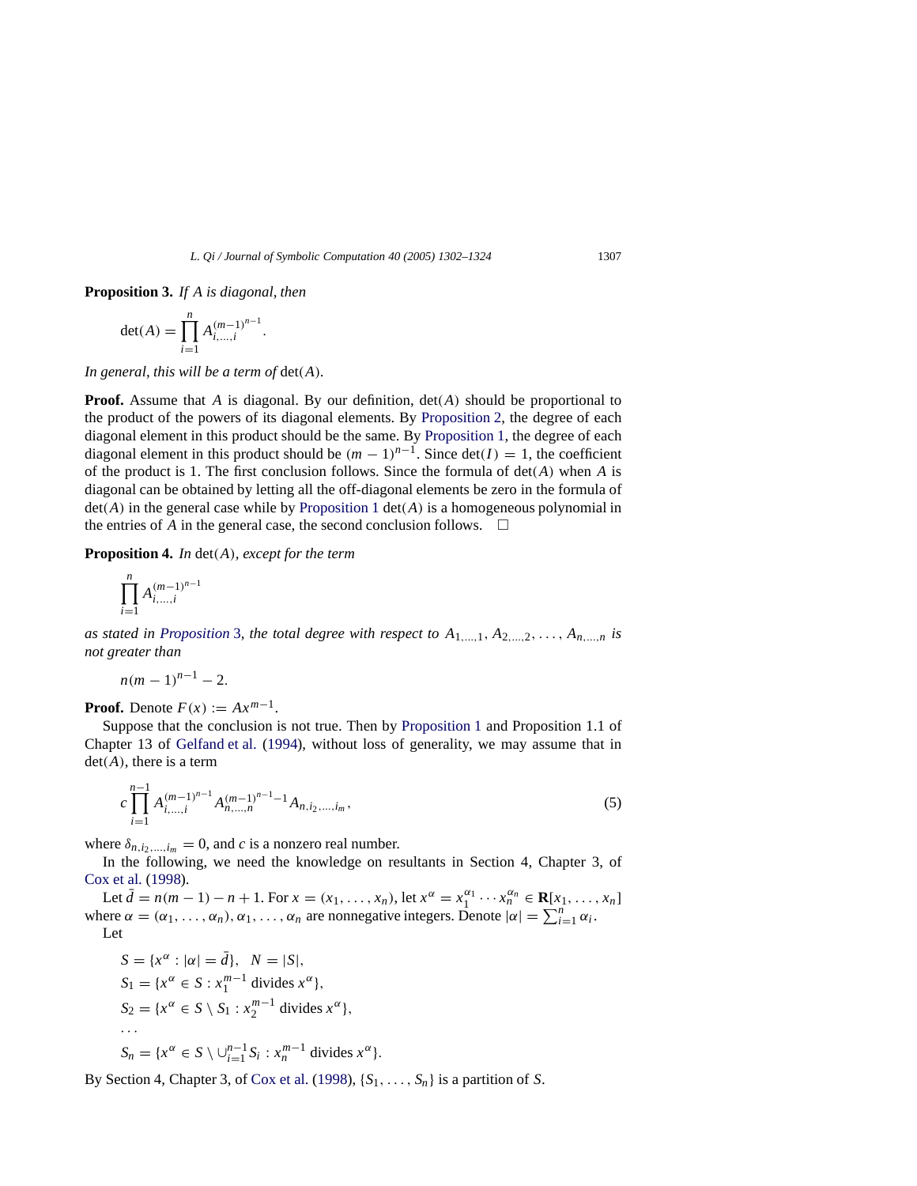**Proposition 3.** *If $A$ is diagonal, then*

$$\det(A) = \prod_{i=1}^{n} A_{i,\ldots,i}^{(m-1)^{n-1}}.$$

*In general, this will be a term of* $\det(A)$.

**Proof.** Assume that $A$ is diagonal. By our definition, $\det(A)$ should be proportional to the product of the powers of its diagonal elements. By Proposition 2, the degree of each diagonal element in this product should be the same. By Proposition 1, the degree of each diagonal element in this product should be $(m-1)^{n-1}$. Since $\det(I) = 1$, the coefficient of the product is 1. The first conclusion follows. Since the formula of $\det(A)$ when $A$ is diagonal can be obtained by letting all the off-diagonal elements be zero in the formula of $\det(A)$ in the general case while by Proposition 1 $\det(A)$ is a homogeneous polynomial in the entries of $A$ in the general case, the second conclusion follows. $\square$

**Proposition 4.** *In* $\det(A)$, *except for the term*

$$\prod_{i=1}^{n} A_{i,\ldots,i}^{(m-1)^{n-1}}$$

*as stated in Proposition 3, the total degree with respect to $A_{1,\ldots,1}, A_{2,\ldots,2}, \ldots, A_{n,\ldots,n}$ is not greater than*

$$n(m-1)^{n-1} - 2.$$

**Proof.** Denote $F(x) := Ax^{m-1}$.

Suppose that the conclusion is not true. Then by Proposition 1 and Proposition 1.1 of Chapter 13 of Gelfand et al. (1994), without loss of generality, we may assume that in $\det(A)$, there is a term

$$c \prod_{i=1}^{n-1} A_{i,\ldots,i}^{(m-1)^{n-1}} A_{n,\ldots,n}^{(m-1)^{n-1}-1} A_{n,i_2,\ldots,i_m}, \tag{5}$$

where $\delta_{n,i_2,\ldots,i_m} = 0$, and $c$ is a nonzero real number.

In the following, we need the knowledge on resultants in Section 4, Chapter 3, of Cox et al. (1998).

Let $\bar{d} = n(m-1) - n + 1$. For $x = (x_1, \ldots, x_n)$, let $x^\alpha = x_1^{\alpha_1} \cdots x_n^{\alpha_n} \in \mathbf{R}[x_1, \ldots, x_n]$ where $\alpha = (\alpha_1, \ldots, \alpha_n)$, $\alpha_1, \ldots, \alpha_n$ are nonnegative integers. Denote $|\alpha| = \sum_{i=1}^{n} \alpha_i$.

Let

$$
\begin{aligned}
&S = \{x^\alpha : |\alpha| = \bar{d}\}, \quad N = |S|, \\
&S_1 = \{x^\alpha \in S : x_1^{m-1} \text{ divides } x^\alpha\}, \\
&S_2 = \{x^\alpha \in S \setminus S_1 : x_2^{m-1} \text{ divides } x^\alpha\}, \\
&\ldots \\
&S_n = \{x^\alpha \in S \setminus \cup_{i=1}^{n-1} S_i : x_n^{m-1} \text{ divides } x^\alpha\}.
\end{aligned}
$$

By Section 4, Chapter 3, of Cox et al. (1998), $\{S_1, \ldots, S_n\}$ is a partition of $S$.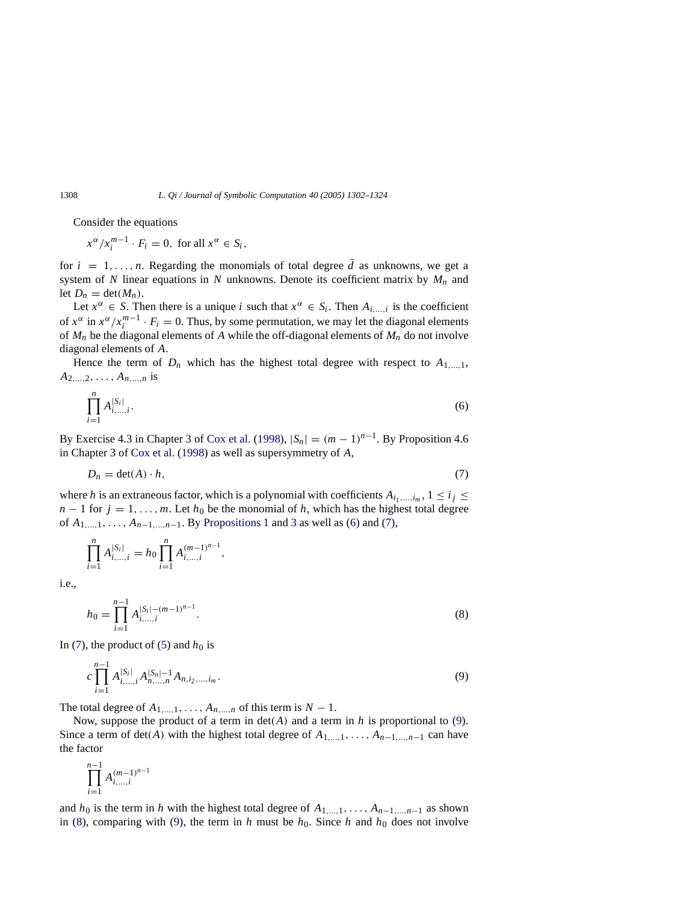Consider the equations

$$x^\alpha / x_i^{m-1} \cdot F_i = 0, \text{ for all } x^\alpha \in S_i,$$

for $i = 1, \ldots, n$. Regarding the monomials of total degree $\bar{d}$ as unknowns, we get a system of $N$ linear equations in $N$ unknowns. Denote its coefficient matrix by $M_n$ and let $D_n = \det(M_n)$.

Let $x^\alpha \in S$. Then there is a unique $i$ such that $x^\alpha \in S_i$. Then $A_{i,\ldots,i}$ is the coefficient of $x^\alpha$ in $x^\alpha / x_i^{m-1} \cdot F_i = 0$. Thus, by some permutation, we may let the diagonal elements of $M_n$ be the diagonal elements of $A$ while the off-diagonal elements of $M_n$ do not involve diagonal elements of $A$.

Hence the term of $D_n$ which has the highest total degree with respect to $A_{1,\ldots,1}$, $A_{2,\ldots,2}, \ldots, A_{n,\ldots,n}$ is

$$\prod_{i=1}^{n} A_{i,\ldots,i}^{|S_i|}. \tag{6}$$

By Exercise 4.3 in Chapter 3 of Cox et al. (1998), $|S_n| = (m-1)^{n-1}$. By Proposition 4.6 in Chapter 3 of Cox et al. (1998) as well as supersymmetry of $A$,

$$D_n = \det(A) \cdot h, \tag{7}$$

where $h$ is an extraneous factor, which is a polynomial with coefficients $A_{i_1,\ldots,i_m}$, $1 \le i_j \le n-1$ for $j = 1, \ldots, m$. Let $h_0$ be the monomial of $h$, which has the highest total degree of $A_{1,\ldots,1}, \ldots, A_{n-1,\ldots,n-1}$. By Propositions 1 and 3 as well as (6) and (7),

$$\prod_{i=1}^{n} A_{i,\ldots,i}^{|S_i|} = h_0 \prod_{i=1}^{n} A_{i,\ldots,i}^{(m-1)^{n-1}},$$

i.e.,

$$h_0 = \prod_{i=1}^{n-1} A_{i,\ldots,i}^{|S_i| - (m-1)^{n-1}}. \tag{8}$$

In (7), the product of (5) and $h_0$ is

$$c \prod_{i=1}^{n-1} A_{i,\ldots,i}^{|S_i|} A_{n,\ldots,n}^{|S_n|-1} A_{n,i_2,\ldots,i_m}. \tag{9}$$

The total degree of $A_{1,\ldots,1}, \ldots, A_{n,\ldots,n}$ of this term is $N - 1$.

Now, suppose the product of a term in $\det(A)$ and a term in $h$ is proportional to (9). Since a term of $\det(A)$ with the highest total degree of $A_{1,\ldots,1}, \ldots, A_{n-1,\ldots,n-1}$ can have the factor

$$\prod_{i=1}^{n-1} A_{i,\ldots,i}^{(m-1)^{n-1}}$$

and $h_0$ is the term in $h$ with the highest total degree of $A_{1,\ldots,1}, \ldots, A_{n-1,\ldots,n-1}$ as shown in (8), comparing with (9), the term in $h$ must be $h_0$. Since $h$ and $h_0$ does not involve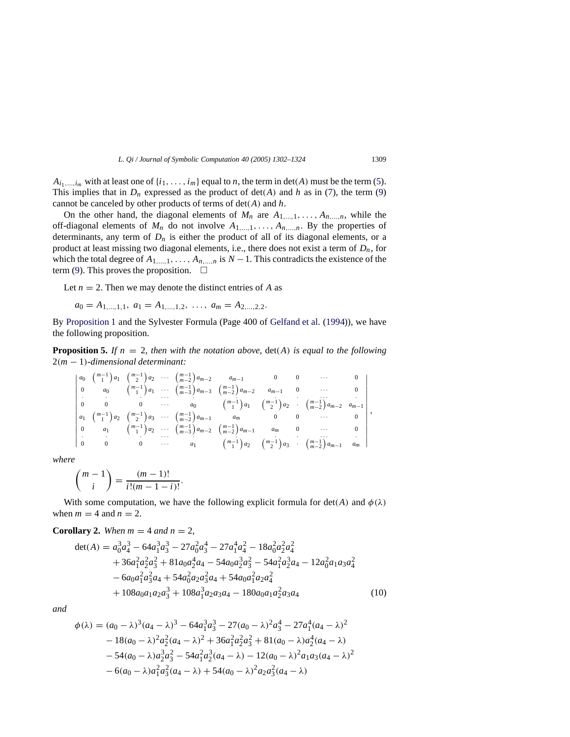$A_{i_1,\ldots,i_m}$ with at least one of $\{i_1, \ldots, i_m\}$ equal to $n$, the term in $\det(A)$ must be the term (5). This implies that in $D_n$ expressed as the product of $\det(A)$ and $h$ as in (7), the term (9) cannot be canceled by other products of terms of $\det(A)$ and $h$.

On the other hand, the diagonal elements of $M_n$ are $A_{1,\ldots,1}, \ldots, A_{n,\ldots,n}$, while the off-diagonal elements of $M_n$ do not involve $A_{1,\ldots,1}, \ldots, A_{n,\ldots,n}$. By the properties of determinants, any term of $D_n$ is either the product of all of its diagonal elements, or a product at least missing two diagonal elements, i.e., there does not exist a term of $D_n$, for which the total degree of $A_{1,\ldots,1}, \ldots, A_{n,\ldots,n}$ is $N-1$. This contradicts the existence of the term (9). This proves the proposition. $\square$

Let $n = 2$. Then we may denote the distinct entries of $A$ as

$$a_0 = A_{1,\ldots,1,1},\ a_1 = A_{1,\ldots,1,2},\ \ldots,\ a_m = A_{2,\ldots,2,2}.$$

By Proposition 1 and the Sylvester Formula (Page 400 of Gelfand et al. (1994)), we have the following proposition.

**Proposition 5.** *If $n = 2$, then with the notation above,* $\det(A)$ *is equal to the following* $2(m-1)$*-dimensional determinant:*

$$\begin{vmatrix}
a_0 & \binom{m-1}{1}a_1 & \binom{m-1}{2}a_2 & \cdots & \binom{m-1}{m-2}a_{m-2} & a_{m-1} & 0 & 0 & \cdots & 0 \\
0 & a_0 & \binom{m-1}{1}a_1 & \cdots & \binom{m-1}{m-3}a_{m-3} & \binom{m-1}{m-2}a_{m-2} & a_{m-1} & 0 & \cdots & 0 \\
\cdot & \cdot & \cdot & \cdots & \cdot & \cdot & \cdot & \cdot & \cdots & \cdot \\
0 & 0 & 0 & \cdots & a_0 & \binom{m-1}{1}a_1 & \binom{m-1}{2}a_2 & \cdot & \binom{m-1}{m-2}a_{m-2} & a_{m-1} \\
a_1 & \binom{m-1}{1}a_2 & \binom{m-1}{2}a_3 & \cdots & \binom{m-1}{m-2}a_{m-1} & a_m & 0 & 0 & \cdots & 0 \\
0 & a_1 & \binom{m-1}{1}a_2 & \cdots & \binom{m-1}{m-3}a_{m-2} & \binom{m-1}{m-2}a_{m-1} & a_m & 0 & \cdots & 0 \\
\cdot & \cdot & \cdot & \cdots & \cdot & \cdot & \cdot & \cdot & \cdots & \cdot \\
0 & 0 & 0 & \cdots & a_1 & \binom{m-1}{1}a_2 & \binom{m-1}{2}a_3 & \cdot & \binom{m-1}{m-2}a_{m-1} & a_m
\end{vmatrix},$$

*where*

$$\binom{m-1}{i} = \frac{(m-1)!}{i!(m-1-i)!}.$$

With some computation, we have the following explicit formula for $\det(A)$ and $\phi(\lambda)$ when $m = 4$ and $n = 2$.

**Corollary 2.** *When $m = 4$ and $n = 2$,*

$$\begin{aligned}
\det(A) = {} & a_0^3a_4^3 - 64a_1^3a_3^3 - 27a_0^2a_3^4 - 27a_1^4a_4^2 - 18a_0^2a_2^2a_4^2 \\
& + 36a_1^2a_2^2a_3^2 + 81a_0a_2^4a_4 - 54a_0a_2^3a_3^2 - 54a_1^2a_2^3a_4 - 12a_0^2a_1a_3a_4^2 \\
& - 6a_0a_1^2a_3^2a_4 + 54a_0^2a_2a_3^2a_4 + 54a_0a_1^2a_2a_4^2 \\
& + 108a_0a_1a_2a_3^3 + 108a_1^3a_2a_3a_4 - 180a_0a_1a_2^2a_3a_4
\end{aligned} \tag{10}$$

*and*

$$\begin{aligned}
\phi(\lambda) = {} & (a_0-\lambda)^3(a_4-\lambda)^3 - 64a_1^3a_3^3 - 27(a_0-\lambda)^2a_3^4 - 27a_1^4(a_4-\lambda)^2 \\
& - 18(a_0-\lambda)^2a_2^2(a_4-\lambda)^2 + 36a_1^2a_2^2a_3^2 + 81(a_0-\lambda)a_2^4(a_4-\lambda) \\
& - 54(a_0-\lambda)a_2^3a_3^2 - 54a_1^2a_2^3(a_4-\lambda) - 12(a_0-\lambda)^2a_1a_3(a_4-\lambda)^2 \\
& - 6(a_0-\lambda)a_1^2a_3^2(a_4-\lambda) + 54(a_0-\lambda)^2a_2a_3^2(a_4-\lambda)
\end{aligned}$$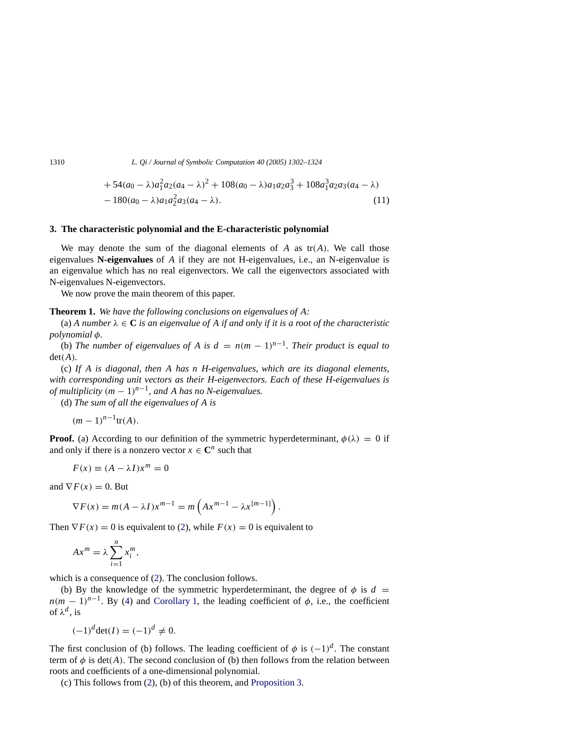$$+54(a_0 - \lambda)a_1^2 a_2 (a_4 - \lambda)^2 + 108(a_0 - \lambda)a_1 a_2 a_3^3 + 108 a_1^3 a_2 a_3 (a_4 - \lambda)$$
$$-180(a_0 - \lambda)a_1 a_2^2 a_3 (a_4 - \lambda). \tag{11}$$

## 3. The characteristic polynomial and the E-characteristic polynomial

We may denote the sum of the diagonal elements of $A$ as $\mathrm{tr}(A)$. We call those eigenvalues **N-eigenvalues** of $A$ if they are not H-eigenvalues, i.e., an N-eigenvalue is an eigenvalue which has no real eigenvectors. We call the eigenvectors associated with N-eigenvalues N-eigenvectors.

We now prove the main theorem of this paper.

**Theorem 1.** *We have the following conclusions on eigenvalues of $A$:*

(a) *A number $\lambda \in \mathbf{C}$ is an eigenvalue of $A$ if and only if it is a root of the characteristic polynomial $\phi$.*

(b) *The number of eigenvalues of $A$ is $d = n(m-1)^{n-1}$. Their product is equal to $\det(A)$.*

(c) *If $A$ is diagonal, then $A$ has $n$ H-eigenvalues, which are its diagonal elements, with corresponding unit vectors as their H-eigenvectors. Each of these H-eigenvalues is of multiplicity $(m-1)^{n-1}$, and $A$ has no N-eigenvalues.*

(d) *The sum of all the eigenvalues of $A$ is*

$$(m-1)^{n-1}\mathrm{tr}(A).$$

**Proof.** (a) According to our definition of the symmetric hyperdeterminant, $\phi(\lambda) = 0$ if and only if there is a nonzero vector $x \in \mathbf{C}^n$ such that

$$F(x) \equiv (A - \lambda I)x^m = 0$$

and $\nabla F(x) = 0$. But

$$\nabla F(x) = m(A - \lambda I)x^{m-1} = m\left(Ax^{m-1} - \lambda x^{[m-1]}\right).$$

Then $\nabla F(x) = 0$ is equivalent to (2), while $F(x) = 0$ is equivalent to

$$Ax^m = \lambda \sum_{i=1}^n x_i^m,$$

which is a consequence of (2). The conclusion follows.

(b) By the knowledge of the symmetric hyperdeterminant, the degree of $\phi$ is $d = n(m-1)^{n-1}$. By (4) and Corollary 1, the leading coefficient of $\phi$, i.e., the coefficient of $\lambda^d$, is

$$(-1)^d \det(I) = (-1)^d \neq 0.$$

The first conclusion of (b) follows. The leading coefficient of $\phi$ is $(-1)^d$. The constant term of $\phi$ is $\det(A)$. The second conclusion of (b) then follows from the relation between roots and coefficients of a one-dimensional polynomial.

(c) This follows from (2), (b) of this theorem, and Proposition 3.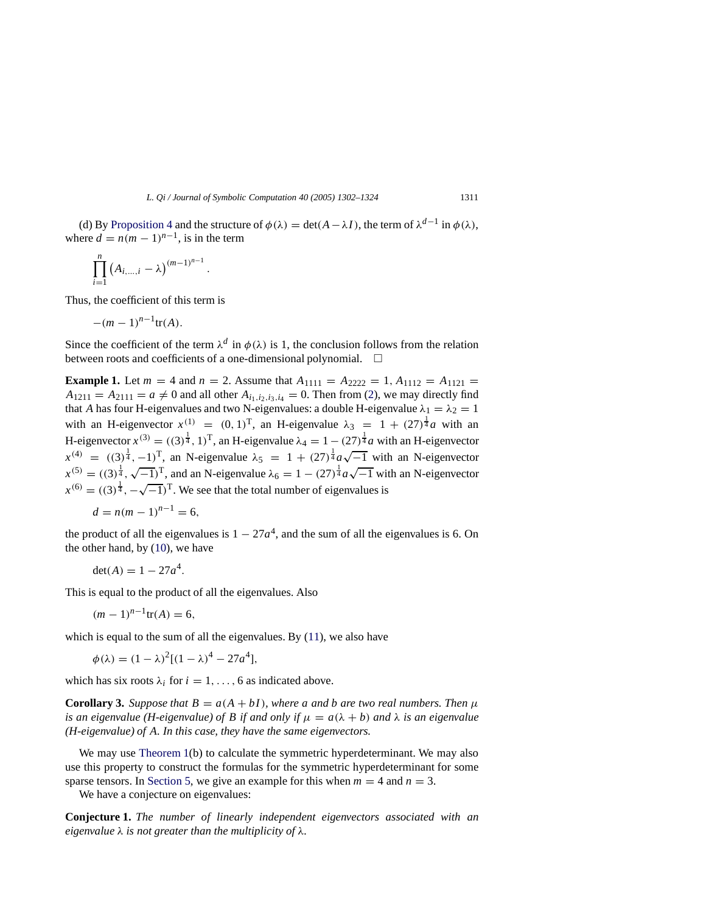(d) By Proposition 4 and the structure of $\phi(\lambda) = \det(A - \lambda I)$, the term of $\lambda^{d-1}$ in $\phi(\lambda)$, where $d = n(m-1)^{n-1}$, is in the term

$$\prod_{i=1}^{n} \left(A_{i,\ldots,i} - \lambda\right)^{(m-1)^{n-1}}.$$

Thus, the coefficient of this term is

$$-(m-1)^{n-1}\mathrm{tr}(A).$$

Since the coefficient of the term $\lambda^d$ in $\phi(\lambda)$ is 1, the conclusion follows from the relation between roots and coefficients of a one-dimensional polynomial. $\square$

**Example 1.** Let $m = 4$ and $n = 2$. Assume that $A_{1111} = A_{2222} = 1$, $A_{1112} = A_{1121} = A_{1211} = A_{2111} = a \neq 0$ and all other $A_{i_1,i_2,i_3,i_4} = 0$. Then from (2), we may directly find that $A$ has four H-eigenvalues and two N-eigenvalues: a double H-eigenvalue $\lambda_1 = \lambda_2 = 1$ with an H-eigenvector $x^{(1)} = (0, 1)^{\mathrm{T}}$, an H-eigenvalue $\lambda_3 = 1 + (27)^{\frac{1}{4}}a$ with an H-eigenvector $x^{(3)} = ((3)^{\frac{1}{4}}, 1)^{\mathrm{T}}$, an H-eigenvalue $\lambda_4 = 1 - (27)^{\frac{1}{4}}a$ with an H-eigenvector $x^{(4)} = ((3)^{\frac{1}{4}}, -1)^{\mathrm{T}}$, an N-eigenvalue $\lambda_5 = 1 + (27)^{\frac{1}{4}}a\sqrt{-1}$ with an N-eigenvector $x^{(5)} = ((3)^{\frac{1}{4}}, \sqrt{-1})^{\mathrm{T}}$, and an N-eigenvalue $\lambda_6 = 1 - (27)^{\frac{1}{4}}a\sqrt{-1}$ with an N-eigenvector $x^{(6)} = ((3)^{\frac{1}{4}}, -\sqrt{-1})^{\mathrm{T}}$. We see that the total number of eigenvalues is

$$d = n(m-1)^{n-1} = 6,$$

the product of all the eigenvalues is $1 - 27a^4$, and the sum of all the eigenvalues is 6. On the other hand, by (10), we have

$$\det(A) = 1 - 27a^4.$$

This is equal to the product of all the eigenvalues. Also

$$(m-1)^{n-1}\mathrm{tr}(A) = 6,$$

which is equal to the sum of all the eigenvalues. By (11), we also have

$$\phi(\lambda) = (1-\lambda)^2[(1-\lambda)^4 - 27a^4],$$

which has six roots $\lambda_i$ for $i = 1, \ldots, 6$ as indicated above.

**Corollary 3.** *Suppose that $B = a(A + bI)$, where $a$ and $b$ are two real numbers. Then $\mu$ is an eigenvalue (H-eigenvalue) of $B$ if and only if $\mu = a(\lambda + b)$ and $\lambda$ is an eigenvalue (H-eigenvalue) of $A$. In this case, they have the same eigenvectors.*

We may use Theorem 1(b) to calculate the symmetric hyperdeterminant. We may also use this property to construct the formulas for the symmetric hyperdeterminant for some sparse tensors. In Section 5, we give an example for this when $m = 4$ and $n = 3$.

We have a conjecture on eigenvalues:

**Conjecture 1.** *The number of linearly independent eigenvectors associated with an eigenvalue $\lambda$ is not greater than the multiplicity of $\lambda$.*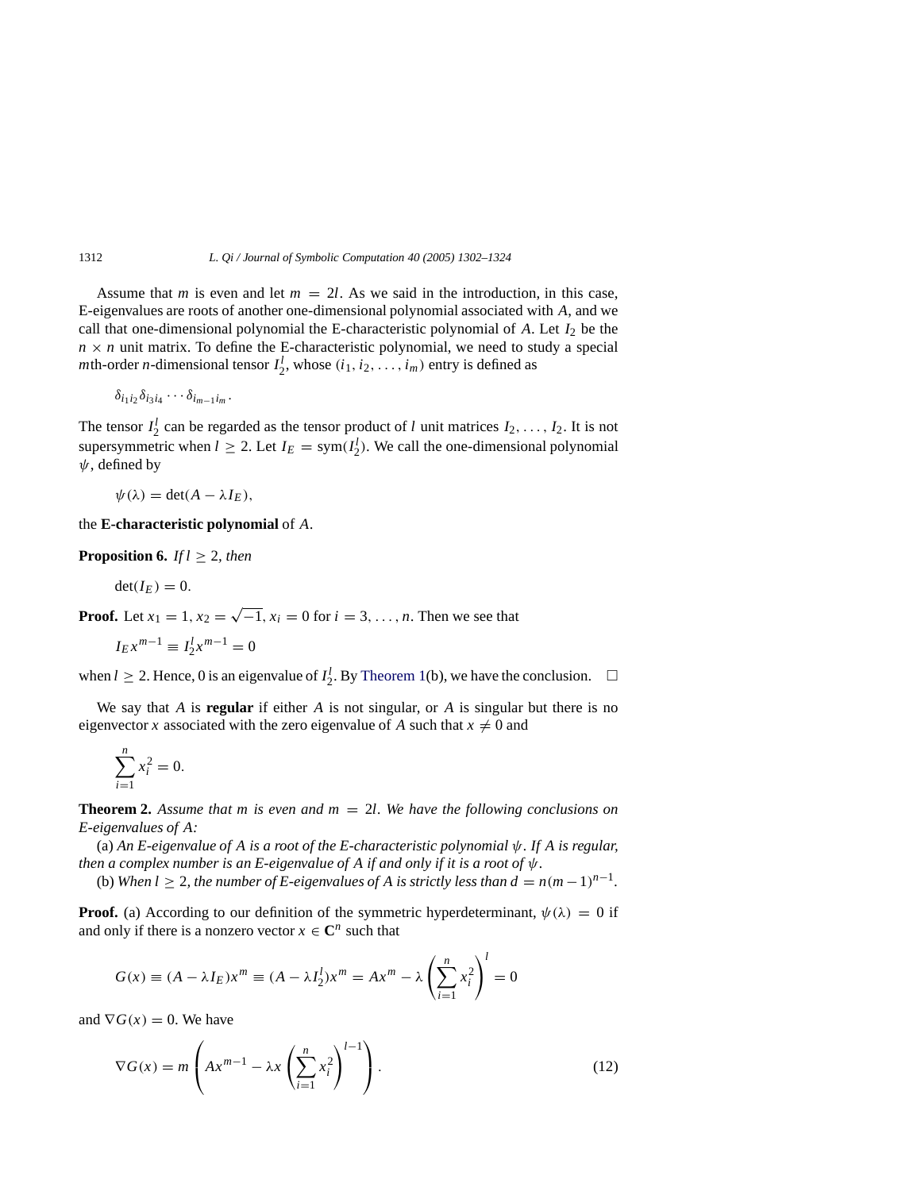Assume that $m$ is even and let $m = 2l$. As we said in the introduction, in this case, E-eigenvalues are roots of another one-dimensional polynomial associated with $A$, and we call that one-dimensional polynomial the E-characteristic polynomial of $A$. Let $I_2$ be the $n \times n$ unit matrix. To define the E-characteristic polynomial, we need to study a special $m$th-order $n$-dimensional tensor $I_2^l$, whose $(i_1, i_2, \ldots, i_m)$ entry is defined as

$$\delta_{i_1 i_2} \delta_{i_3 i_4} \cdots \delta_{i_{m-1} i_m}.$$

The tensor $I_2^l$ can be regarded as the tensor product of $l$ unit matrices $I_2, \ldots, I_2$. It is not supersymmetric when $l \geq 2$. Let $I_E = \mathrm{sym}(I_2^l)$. We call the one-dimensional polynomial $\psi$, defined by

$$\psi(\lambda) = \det(A - \lambda I_E),$$

the **E-characteristic polynomial** of $A$.

**Proposition 6.** *If $l \geq 2$, then*

$$\det(I_E) = 0.$$

**Proof.** Let $x_1 = 1, x_2 = \sqrt{-1}, x_i = 0$ for $i = 3, \ldots, n$. Then we see that

$$I_E x^{m-1} \equiv I_2^l x^{m-1} = 0$$

when $l \geq 2$. Hence, 0 is an eigenvalue of $I_2^l$. By Theorem 1(b), we have the conclusion. $\square$

We say that $A$ is **regular** if either $A$ is not singular, or $A$ is singular but there is no eigenvector $x$ associated with the zero eigenvalue of $A$ such that $x \neq 0$ and

$$\sum_{i=1}^{n} x_i^2 = 0.$$

**Theorem 2.** *Assume that $m$ is even and $m = 2l$. We have the following conclusions on E-eigenvalues of $A$:*

(a) *An E-eigenvalue of $A$ is a root of the E-characteristic polynomial $\psi$. If $A$ is regular, then a complex number is an E-eigenvalue of $A$ if and only if it is a root of $\psi$.*

(b) *When $l \geq 2$, the number of E-eigenvalues of $A$ is strictly less than $d = n(m-1)^{n-1}$.*

**Proof.** (a) According to our definition of the symmetric hyperdeterminant, $\psi(\lambda) = 0$ if and only if there is a nonzero vector $x \in \mathbf{C}^n$ such that

$$G(x) \equiv (A - \lambda I_E)x^m \equiv (A - \lambda I_2^l)x^m = Ax^m - \lambda \left( \sum_{i=1}^{n} x_i^2 \right)^l = 0$$

and $\nabla G(x) = 0$. We have

$$\nabla G(x) = m \left( Ax^{m-1} - \lambda x \left( \sum_{i=1}^{n} x_i^2 \right)^{l-1} \right). \tag{12}$$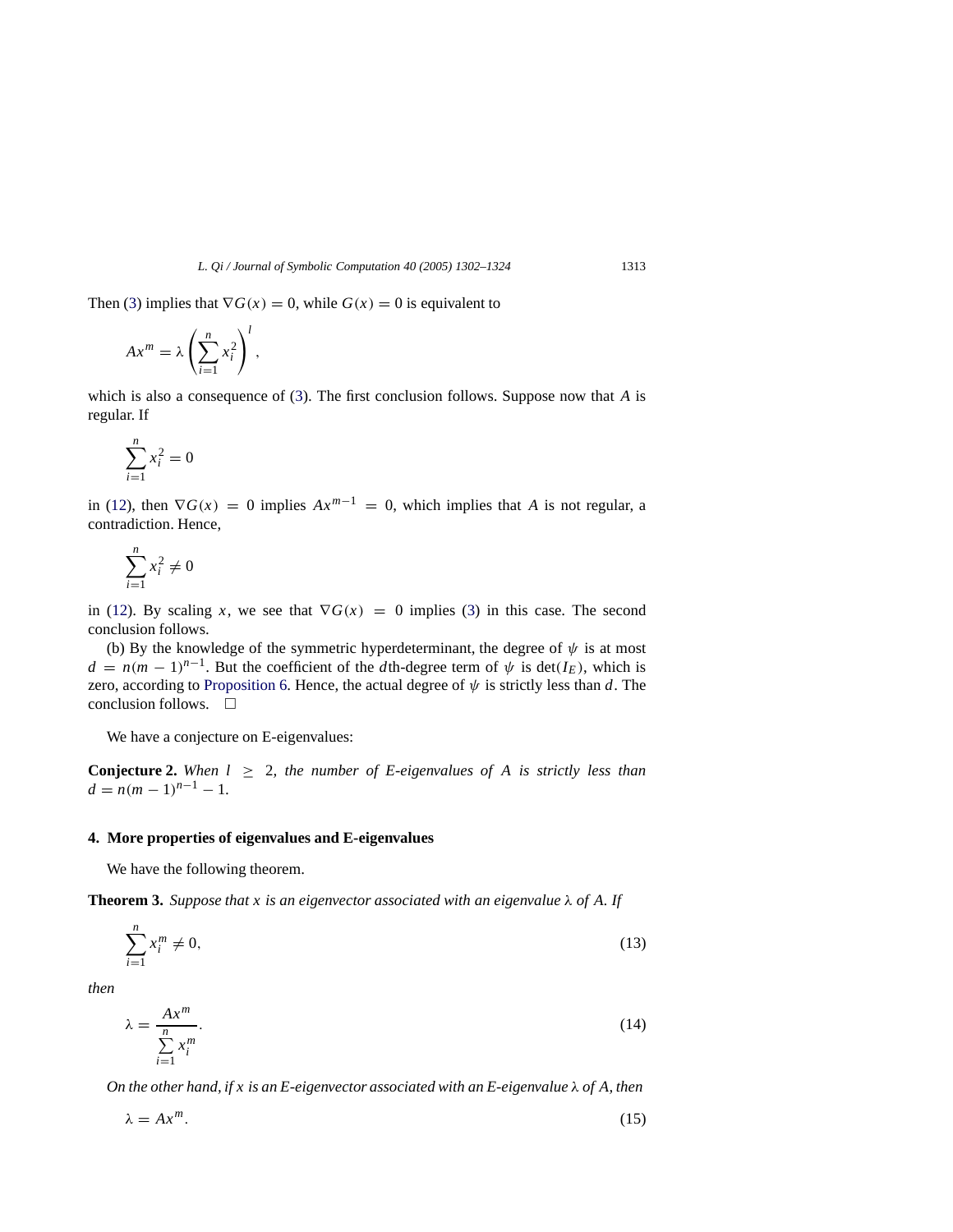Then (3) implies that $\nabla G(x) = 0$, while $G(x) = 0$ is equivalent to

$$Ax^m = \lambda \left( \sum_{i=1}^n x_i^2 \right)^l,$$

which is also a consequence of (3). The first conclusion follows. Suppose now that $A$ is regular. If

$$\sum_{i=1}^n x_i^2 = 0$$

in (12), then $\nabla G(x) = 0$ implies $Ax^{m-1} = 0$, which implies that $A$ is not regular, a contradiction. Hence,

$$\sum_{i=1}^n x_i^2 \neq 0$$

in (12). By scaling $x$, we see that $\nabla G(x) = 0$ implies (3) in this case. The second conclusion follows.

(b) By the knowledge of the symmetric hyperdeterminant, the degree of $\psi$ is at most $d = n(m-1)^{n-1}$. But the coefficient of the $d$th-degree term of $\psi$ is $\det(I_E)$, which is zero, according to Proposition 6. Hence, the actual degree of $\psi$ is strictly less than $d$. The conclusion follows. $\square$

We have a conjecture on E-eigenvalues:

**Conjecture 2.** *When $l \geq 2$, the number of E-eigenvalues of $A$ is strictly less than $d = n(m-1)^{n-1} - 1$.*

## 4. More properties of eigenvalues and E-eigenvalues

We have the following theorem.

**Theorem 3.** *Suppose that $x$ is an eigenvector associated with an eigenvalue $\lambda$ of $A$. If*

$$\sum_{i=1}^n x_i^m \neq 0, \tag{13}$$

*then*

$$\lambda = \frac{Ax^m}{\sum_{i=1}^n x_i^m}. \tag{14}$$

*On the other hand, if $x$ is an E-eigenvector associated with an E-eigenvalue $\lambda$ of $A$, then*

$$\lambda = Ax^m. \tag{15}$$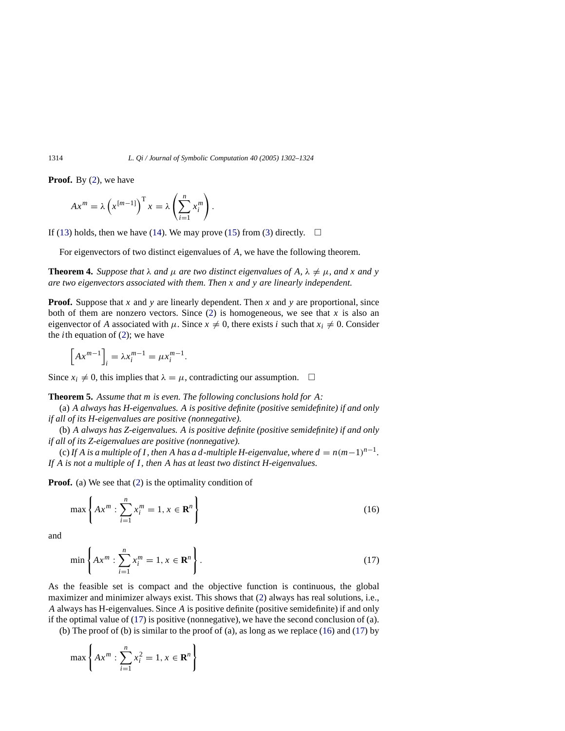**Proof.** By (2), we have

$$Ax^m = \lambda \left(x^{[m-1]}\right)^{\mathrm{T}} x = \lambda \left(\sum_{i=1}^{n} x_i^m\right).$$

If (13) holds, then we have (14). We may prove (15) from (3) directly. □

For eigenvectors of two distinct eigenvalues of $A$, we have the following theorem.

**Theorem 4.** *Suppose that $\lambda$ and $\mu$ are two distinct eigenvalues of $A$, $\lambda \neq \mu$, and $x$ and $y$ are two eigenvectors associated with them. Then $x$ and $y$ are linearly independent.*

**Proof.** Suppose that $x$ and $y$ are linearly dependent. Then $x$ and $y$ are proportional, since both of them are nonzero vectors. Since (2) is homogeneous, we see that $x$ is also an eigenvector of $A$ associated with $\mu$. Since $x \neq 0$, there exists $i$ such that $x_i \neq 0$. Consider the $i$th equation of (2); we have

$$\left[Ax^{m-1}\right]_i = \lambda x_i^{m-1} = \mu x_i^{m-1}.$$

Since $x_i \neq 0$, this implies that $\lambda = \mu$, contradicting our assumption. □

**Theorem 5.** *Assume that $m$ is even. The following conclusions hold for $A$:*

(a) *$A$ always has H-eigenvalues. $A$ is positive definite (positive semidefinite) if and only if all of its H-eigenvalues are positive (nonnegative).*

(b) *$A$ always has Z-eigenvalues. $A$ is positive definite (positive semidefinite) if and only if all of its Z-eigenvalues are positive (nonnegative).*

(c) *If $A$ is a multiple of $I$, then $A$ has a $d$-multiple H-eigenvalue, where $d = n(m-1)^{n-1}$. If $A$ is not a multiple of $I$, then $A$ has at least two distinct H-eigenvalues.*

**Proof.** (a) We see that (2) is the optimality condition of

$$\max \left\{ Ax^m : \sum_{i=1}^{n} x_i^m = 1, x \in \mathbf{R}^n \right\} \tag{16}$$

and

$$\min \left\{ Ax^m : \sum_{i=1}^{n} x_i^m = 1, x \in \mathbf{R}^n \right\}. \tag{17}$$

As the feasible set is compact and the objective function is continuous, the global maximizer and minimizer always exist. This shows that (2) always has real solutions, i.e., $A$ always has H-eigenvalues. Since $A$ is positive definite (positive semidefinite) if and only if the optimal value of (17) is positive (nonnegative), we have the second conclusion of (a).

(b) The proof of (b) is similar to the proof of (a), as long as we replace (16) and (17) by

$$\max \left\{ Ax^m : \sum_{i=1}^{n} x_i^2 = 1, x \in \mathbf{R}^n \right\}$$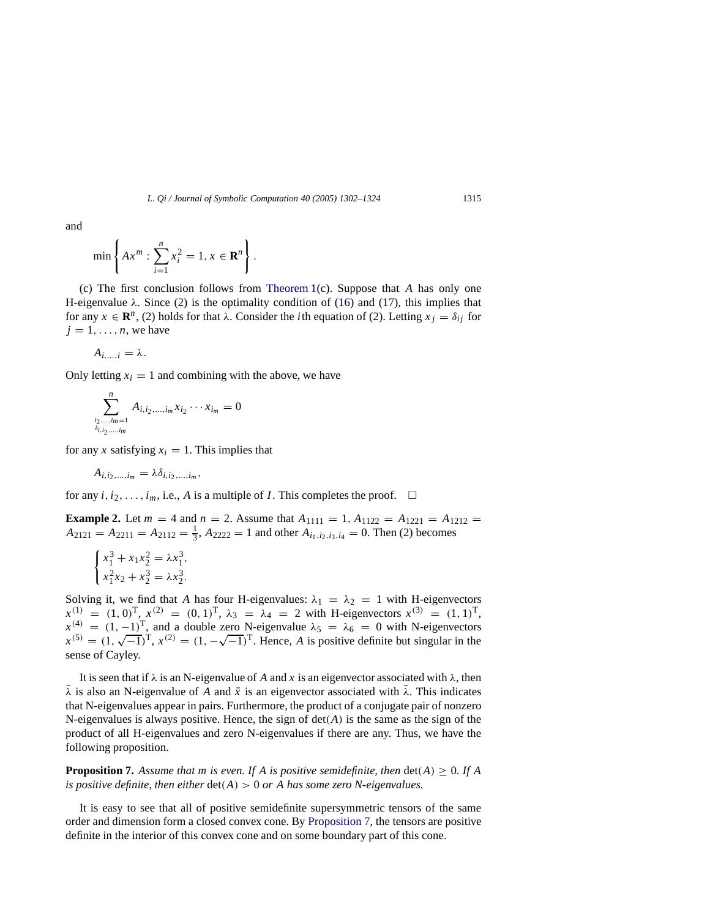and

$$\min \left\{ Ax^m : \sum_{i=1}^{n} x_i^2 = 1, x \in \mathbf{R}^n \right\}.$$

(c) The first conclusion follows from Theorem 1(c). Suppose that $A$ has only one H-eigenvalue $\lambda$. Since (2) is the optimality condition of (16) and (17), this implies that for any $x \in \mathbf{R}^n$, (2) holds for that $\lambda$. Consider the $i$th equation of (2). Letting $x_j = \delta_{ij}$ for $j = 1, \ldots, n$, we have

$$A_{i,\ldots,i} = \lambda.$$

Only letting $x_i = 1$ and combining with the above, we have

$$\sum_{\substack{i_2,\ldots,i_m=1 \\ \delta_{i,i_2,\ldots,i_m}}}^{n} A_{i,i_2,\ldots,i_m} x_{i_2} \cdots x_{i_m} = 0$$

for any $x$ satisfying $x_i = 1$. This implies that

$$A_{i,i_2,\ldots,i_m} = \lambda \delta_{i,i_2,\ldots,i_m},$$

for any $i, i_2, \ldots, i_m$, i.e., $A$ is a multiple of $I$. This completes the proof. $\square$

**Example 2.** Let $m = 4$ and $n = 2$. Assume that $A_{1111} = 1$, $A_{1122} = A_{1221} = A_{1212} = A_{2121} = A_{2211} = A_{2112} = \frac{1}{3}$, $A_{2222} = 1$ and other $A_{i_1,i_2,i_3,i_4} = 0$. Then (2) becomes

$$\begin{cases} x_1^3 + x_1 x_2^2 = \lambda x_1^3, \\ x_1^2 x_2 + x_2^3 = \lambda x_2^3. \end{cases}$$

Solving it, we find that $A$ has four H-eigenvalues: $\lambda_1 = \lambda_2 = 1$ with H-eigenvectors $x^{(1)} = (1, 0)^{\mathrm{T}}$, $x^{(2)} = (0, 1)^{\mathrm{T}}$, $\lambda_3 = \lambda_4 = 2$ with H-eigenvectors $x^{(3)} = (1, 1)^{\mathrm{T}}$, $x^{(4)} = (1, -1)^{\mathrm{T}}$, and a double zero N-eigenvalue $\lambda_5 = \lambda_6 = 0$ with N-eigenvectors $x^{(5)} = (1, \sqrt{-1})^{\mathrm{T}}$, $x^{(2)} = (1, -\sqrt{-1})^{\mathrm{T}}$. Hence, $A$ is positive definite but singular in the sense of Cayley.

It is seen that if $\lambda$ is an N-eigenvalue of $A$ and $x$ is an eigenvector associated with $\lambda$, then $\bar{\lambda}$ is also an N-eigenvalue of $A$ and $\bar{x}$ is an eigenvector associated with $\bar{\lambda}$. This indicates that N-eigenvalues appear in pairs. Furthermore, the product of a conjugate pair of nonzero N-eigenvalues is always positive. Hence, the sign of $\det(A)$ is the same as the sign of the product of all H-eigenvalues and zero N-eigenvalues if there are any. Thus, we have the following proposition.

**Proposition 7.** *Assume that $m$ is even. If $A$ is positive semidefinite, then $\det(A) \geq 0$. If $A$ is positive definite, then either $\det(A) > 0$ or $A$ has some zero N-eigenvalues.*

It is easy to see that all of positive semidefinite supersymmetric tensors of the same order and dimension form a closed convex cone. By Proposition 7, the tensors are positive definite in the interior of this convex cone and on some boundary part of this cone.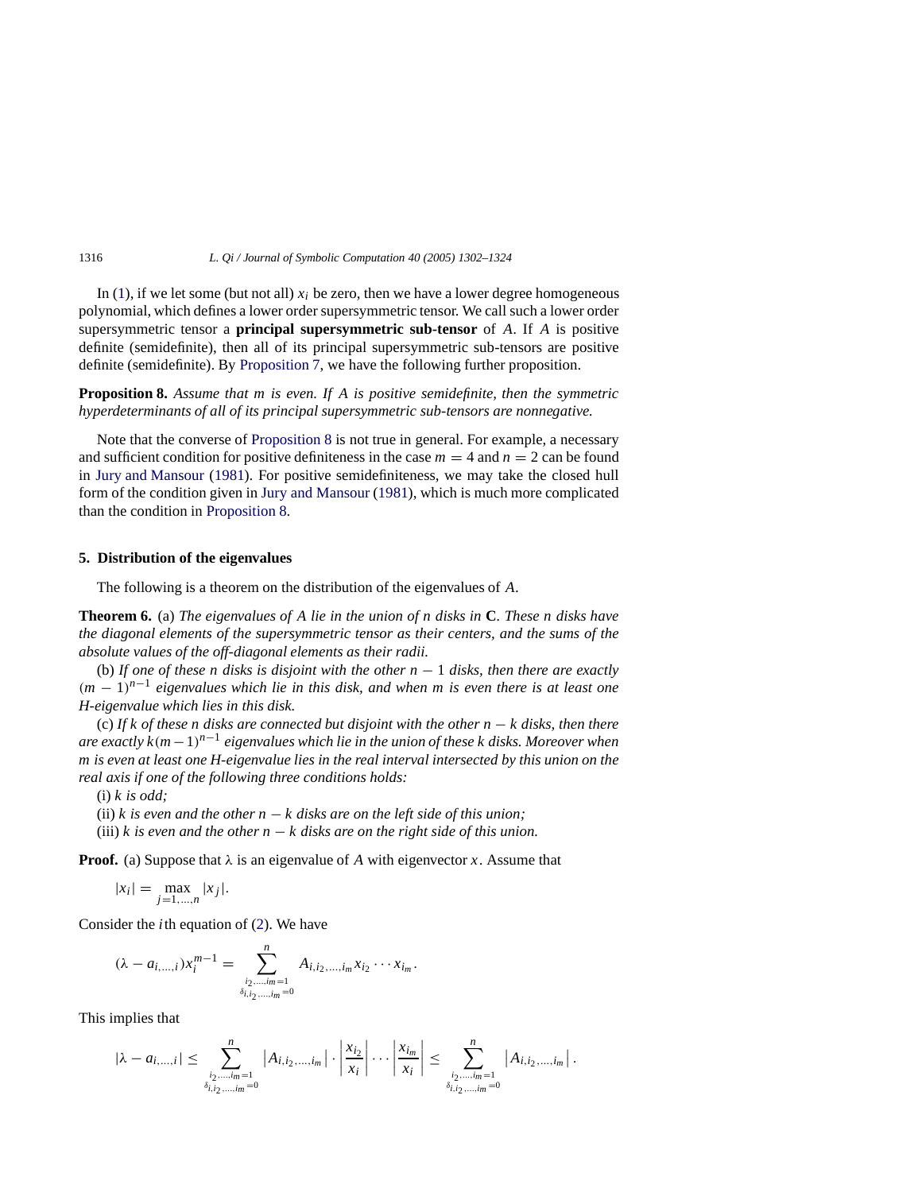In (1), if we let some (but not all) $x_i$ be zero, then we have a lower degree homogeneous polynomial, which defines a lower order supersymmetric tensor. We call such a lower order supersymmetric tensor a **principal supersymmetric sub-tensor** of $A$. If $A$ is positive definite (semidefinite), then all of its principal supersymmetric sub-tensors are positive definite (semidefinite). By Proposition 7, we have the following further proposition.

**Proposition 8.** *Assume that $m$ is even. If $A$ is positive semidefinite, then the symmetric hyperdeterminants of all of its principal supersymmetric sub-tensors are nonnegative.*

Note that the converse of Proposition 8 is not true in general. For example, a necessary and sufficient condition for positive definiteness in the case $m = 4$ and $n = 2$ can be found in Jury and Mansour (1981). For positive semidefiniteness, we may take the closed hull form of the condition given in Jury and Mansour (1981), which is much more complicated than the condition in Proposition 8.

## 5. Distribution of the eigenvalues

The following is a theorem on the distribution of the eigenvalues of $A$.

**Theorem 6.** (a) *The eigenvalues of $A$ lie in the union of $n$ disks in* **C**. *These $n$ disks have the diagonal elements of the supersymmetric tensor as their centers, and the sums of the absolute values of the off-diagonal elements as their radii.*

(b) *If one of these $n$ disks is disjoint with the other $n-1$ disks, then there are exactly $(m-1)^{n-1}$ eigenvalues which lie in this disk, and when $m$ is even there is at least one H-eigenvalue which lies in this disk.*

(c) *If $k$ of these $n$ disks are connected but disjoint with the other $n-k$ disks, then there are exactly $k(m-1)^{n-1}$ eigenvalues which lie in the union of these $k$ disks. Moreover when $m$ is even at least one H-eigenvalue lies in the real interval intersected by this union on the real axis if one of the following three conditions holds:*

(i) *$k$ is odd;*

(ii) *$k$ is even and the other $n-k$ disks are on the left side of this union;*

(iii) *$k$ is even and the other $n-k$ disks are on the right side of this union.*

**Proof.** (a) Suppose that $\lambda$ is an eigenvalue of $A$ with eigenvector $x$. Assume that

$$|x_i| = \max_{j=1,\ldots,n} |x_j|.$$

Consider the $i$th equation of (2). We have

$$(\lambda - a_{i,\ldots,i})x_i^{m-1} = \sum_{\substack{i_2,\ldots,i_m=1 \\ \delta_{i,i_2,\ldots,i_m}=0}}^{n} A_{i,i_2,\ldots,i_m} x_{i_2} \cdots x_{i_m}.$$

This implies that

$$|\lambda - a_{i,\ldots,i}| \le \sum_{\substack{i_2,\ldots,i_m=1 \\ \delta_{i,i_2,\ldots,i_m}=0}}^{n} \left|A_{i,i_2,\ldots,i_m}\right| \cdot \left|\frac{x_{i_2}}{x_i}\right| \cdots \left|\frac{x_{i_m}}{x_i}\right| \le \sum_{\substack{i_2,\ldots,i_m=1 \\ \delta_{i,i_2,\ldots,i_m}=0}}^{n} \left|A_{i,i_2,\ldots,i_m}\right|.$$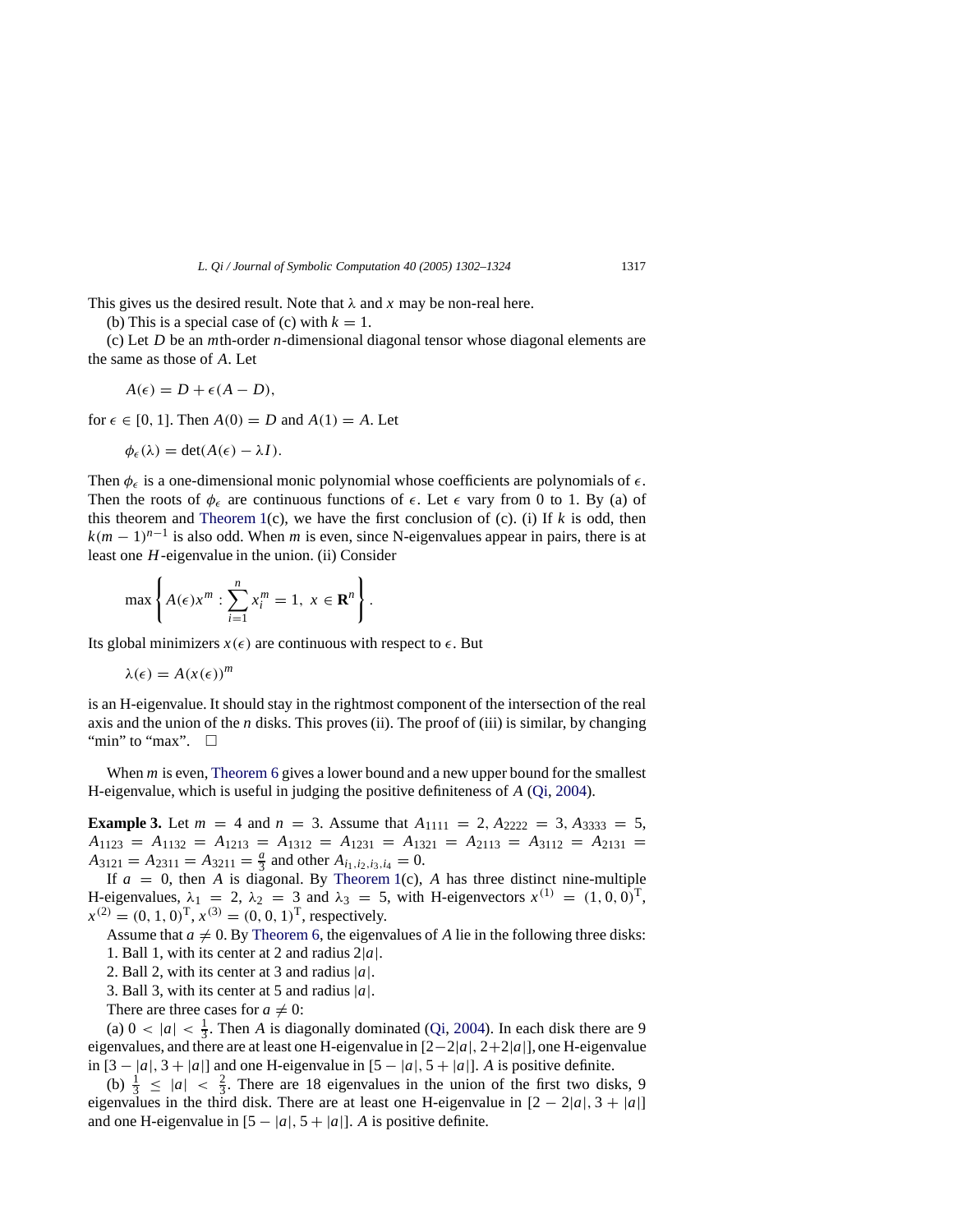This gives us the desired result. Note that $\lambda$ and $x$ may be non-real here.

(b) This is a special case of (c) with $k = 1$.

(c) Let $D$ be an $m$th-order $n$-dimensional diagonal tensor whose diagonal elements are the same as those of $A$. Let

$$A(\epsilon) = D + \epsilon(A - D),$$

for $\epsilon \in [0, 1]$. Then $A(0) = D$ and $A(1) = A$. Let

$$\phi_\epsilon(\lambda) = \det(A(\epsilon) - \lambda I).$$

Then $\phi_\epsilon$ is a one-dimensional monic polynomial whose coefficients are polynomials of $\epsilon$. Then the roots of $\phi_\epsilon$ are continuous functions of $\epsilon$. Let $\epsilon$ vary from 0 to 1. By (a) of this theorem and Theorem 1(c), we have the first conclusion of (c). (i) If $k$ is odd, then $k(m-1)^{n-1}$ is also odd. When $m$ is even, since N-eigenvalues appear in pairs, there is at least one $H$-eigenvalue in the union. (ii) Consider

$$\max\left\{A(\epsilon)x^m : \sum_{i=1}^{n} x_i^m = 1,\ x \in \mathbf{R}^n\right\}.$$

Its global minimizers $x(\epsilon)$ are continuous with respect to $\epsilon$. But

$$\lambda(\epsilon) = A(x(\epsilon))^m$$

is an H-eigenvalue. It should stay in the rightmost component of the intersection of the real axis and the union of the $n$ disks. This proves (ii). The proof of (iii) is similar, by changing "min" to "max". $\square$

When $m$ is even, Theorem 6 gives a lower bound and a new upper bound for the smallest H-eigenvalue, which is useful in judging the positive definiteness of $A$ (Qi, 2004).

**Example 3.** Let $m = 4$ and $n = 3$. Assume that $A_{1111} = 2$, $A_{2222} = 3$, $A_{3333} = 5$, $A_{1123} = A_{1132} = A_{1213} = A_{1312} = A_{1231} = A_{1321} = A_{2113} = A_{3112} = A_{2131} = A_{3121} = A_{2311} = A_{3211} = \frac{a}{3}$ and other $A_{i_1,i_2,i_3,i_4} = 0$.

If $a = 0$, then $A$ is diagonal. By Theorem 1(c), $A$ has three distinct nine-multiple H-eigenvalues, $\lambda_1 = 2$, $\lambda_2 = 3$ and $\lambda_3 = 5$, with H-eigenvectors $x^{(1)} = (1, 0, 0)^{\mathrm{T}}$, $x^{(2)} = (0, 1, 0)^{\mathrm{T}}$, $x^{(3)} = (0, 0, 1)^{\mathrm{T}}$, respectively.

Assume that $a \neq 0$. By Theorem 6, the eigenvalues of $A$ lie in the following three disks:

1. Ball 1, with its center at 2 and radius $2|a|$.
2. Ball 2, with its center at 3 and radius $|a|$.
3. Ball 3, with its center at 5 and radius $|a|$.

There are three cases for $a \neq 0$:

(a) $0 < |a| < \frac{1}{3}$. Then $A$ is diagonally dominated (Qi, 2004). In each disk there are 9 eigenvalues, and there are at least one H-eigenvalue in $[2-2|a|, 2+2|a|]$, one H-eigenvalue in $[3-|a|, 3+|a|]$ and one H-eigenvalue in $[5-|a|, 5+|a|]$. $A$ is positive definite.

(b) $\frac{1}{3} \leq |a| < \frac{2}{3}$. There are 18 eigenvalues in the union of the first two disks, 9 eigenvalues in the third disk. There are at least one H-eigenvalue in $[2-2|a|, 3+|a|]$ and one H-eigenvalue in $[5-|a|, 5+|a|]$. $A$ is positive definite.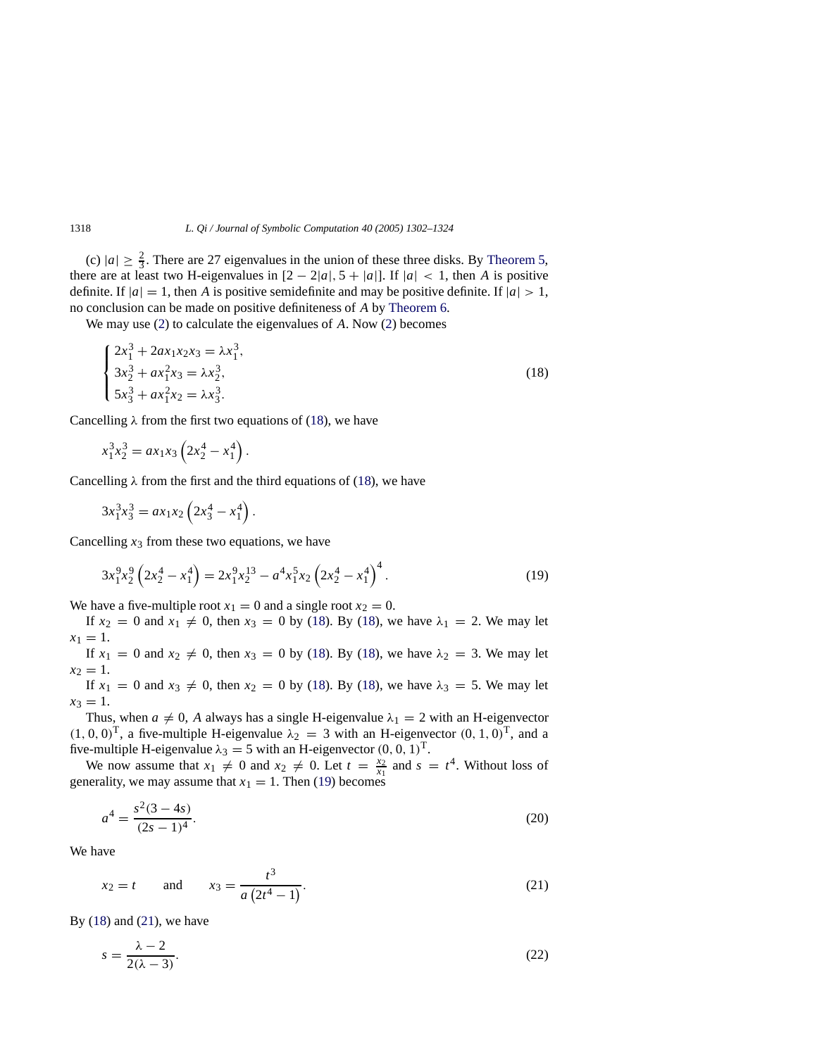(c) $|a| \geq \frac{2}{3}$. There are 27 eigenvalues in the union of these three disks. By Theorem 5, there are at least two H-eigenvalues in $[2-2|a|, 5+|a|]$. If $|a| < 1$, then $A$ is positive definite. If $|a| = 1$, then $A$ is positive semidefinite and may be positive definite. If $|a| > 1$, no conclusion can be made on positive definiteness of $A$ by Theorem 6.

We may use (2) to calculate the eigenvalues of $A$. Now (2) becomes

$$\begin{cases} 2x_1^3 + 2ax_1x_2x_3 = \lambda x_1^3, \\ 3x_2^3 + ax_1^2x_3 = \lambda x_2^3, \\ 5x_3^3 + ax_1^2x_2 = \lambda x_3^3. \end{cases} \tag{18}$$

Cancelling $\lambda$ from the first two equations of (18), we have

$$x_1^3 x_2^3 = ax_1x_3\left(2x_2^4 - x_1^4\right).$$

Cancelling $\lambda$ from the first and the third equations of (18), we have

$$3x_1^3x_3^3 = ax_1x_2\left(2x_3^4 - x_1^4\right).$$

Cancelling $x_3$ from these two equations, we have

$$3x_1^9x_2^9\left(2x_2^4 - x_1^4\right) = 2x_1^9x_2^{13} - a^4x_1^5x_2\left(2x_2^4 - x_1^4\right)^4. \tag{19}$$

We have a five-multiple root $x_1 = 0$ and a single root $x_2 = 0$.

If $x_2 = 0$ and $x_1 \neq 0$, then $x_3 = 0$ by (18). By (18), we have $\lambda_1 = 2$. We may let $x_1 = 1$.

If $x_1 = 0$ and $x_2 \neq 0$, then $x_3 = 0$ by (18). By (18), we have $\lambda_2 = 3$. We may let $x_2 = 1$.

If $x_1 = 0$ and $x_3 \neq 0$, then $x_2 = 0$ by (18). By (18), we have $\lambda_3 = 5$. We may let $x_3 = 1$.

Thus, when $a \neq 0$, $A$ always has a single H-eigenvalue $\lambda_1 = 2$ with an H-eigenvector $(1, 0, 0)^T$, a five-multiple H-eigenvalue $\lambda_2 = 3$ with an H-eigenvector $(0, 1, 0)^T$, and a five-multiple H-eigenvalue $\lambda_3 = 5$ with an H-eigenvector $(0, 0, 1)^T$.

We now assume that $x_1 \neq 0$ and $x_2 \neq 0$. Let $t = \frac{x_2}{x_1}$ and $s = t^4$. Without loss of generality, we may assume that $x_1 = 1$. Then (19) becomes

$$a^4 = \frac{s^2(3-4s)}{(2s-1)^4}. \tag{20}$$

We have

$$x_2 = t \qquad \text{and} \qquad x_3 = \frac{t^3}{a\left(2t^4 - 1\right)}. \tag{21}$$

By (18) and (21), we have

$$s = \frac{\lambda - 2}{2(\lambda - 3)}. \tag{22}$$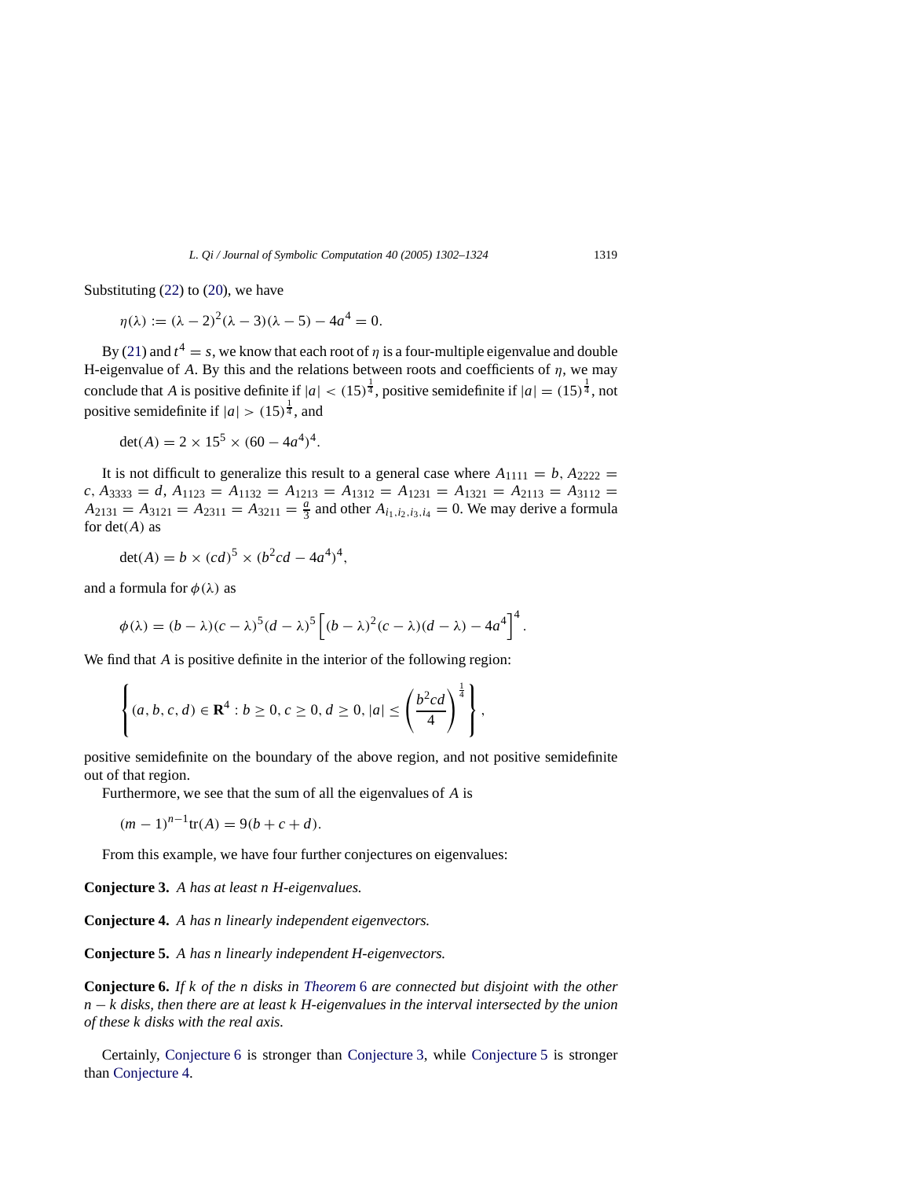Substituting (22) to (20), we have

$$\eta(\lambda) := (\lambda - 2)^2(\lambda - 3)(\lambda - 5) - 4a^4 = 0.$$

By (21) and $t^4 = s$, we know that each root of $\eta$ is a four-multiple eigenvalue and double H-eigenvalue of $A$. By this and the relations between roots and coefficients of $\eta$, we may conclude that $A$ is positive definite if $|a| < (15)^{\frac{1}{4}}$, positive semidefinite if $|a| = (15)^{\frac{1}{4}}$, not positive semidefinite if $|a| > (15)^{\frac{1}{4}}$, and

$$\det(A) = 2 \times 15^5 \times (60 - 4a^4)^4.$$

It is not difficult to generalize this result to a general case where $A_{1111} = b$, $A_{2222} = c$, $A_{3333} = d$, $A_{1123} = A_{1132} = A_{1213} = A_{1312} = A_{1231} = A_{1321} = A_{2113} = A_{3112} = A_{2131} = A_{3121} = A_{2311} = A_{3211} = \frac{a}{3}$ and other $A_{i_1,i_2,i_3,i_4} = 0$. We may derive a formula for $\det(A)$ as

$$\det(A) = b \times (cd)^5 \times (b^2cd - 4a^4)^4,$$

and a formula for $\phi(\lambda)$ as

$$\phi(\lambda) = (b - \lambda)(c - \lambda)^5(d - \lambda)^5\left[(b - \lambda)^2(c - \lambda)(d - \lambda) - 4a^4\right]^4.$$

We find that $A$ is positive definite in the interior of the following region:

$$\left\{(a, b, c, d) \in \mathbf{R}^4 : b \geq 0, c \geq 0, d \geq 0, |a| \leq \left(\frac{b^2cd}{4}\right)^{\frac{1}{4}}\right\},$$

positive semidefinite on the boundary of the above region, and not positive semidefinite out of that region.

Furthermore, we see that the sum of all the eigenvalues of $A$ is

$$(m - 1)^{n-1}\mathrm{tr}(A) = 9(b + c + d).$$

From this example, we have four further conjectures on eigenvalues:

**Conjecture 3.** *$A$ has at least $n$ H-eigenvalues.*

**Conjecture 4.** *$A$ has $n$ linearly independent eigenvectors.*

**Conjecture 5.** *$A$ has $n$ linearly independent H-eigenvectors.*

**Conjecture 6.** *If $k$ of the $n$ disks in Theorem 6 are connected but disjoint with the other $n - k$ disks, then there are at least $k$ H-eigenvalues in the interval intersected by the union of these $k$ disks with the real axis.*

Certainly, Conjecture 6 is stronger than Conjecture 3, while Conjecture 5 is stronger than Conjecture 4.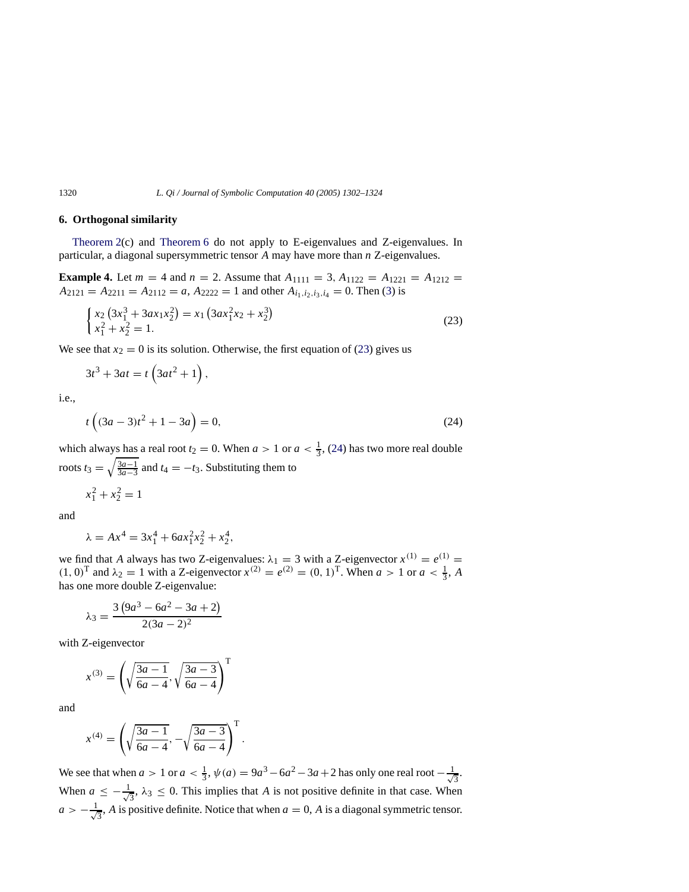## 6. Orthogonal similarity

Theorem 2(c) and Theorem 6 do not apply to E-eigenvalues and Z-eigenvalues. In particular, a diagonal supersymmetric tensor $A$ may have more than $n$ Z-eigenvalues.

**Example 4.** Let $m = 4$ and $n = 2$. Assume that $A_{1111} = 3$, $A_{1122} = A_{1221} = A_{1212} = A_{2121} = A_{2211} = A_{2112} = a$, $A_{2222} = 1$ and other $A_{i_1,i_2,i_3,i_4} = 0$. Then (3) is

$$\begin{cases} x_2\left(3x_1^3 + 3ax_1x_2^2\right) = x_1\left(3ax_1^2x_2 + x_2^3\right) \\ x_1^2 + x_2^2 = 1. \end{cases} \tag{23}$$

We see that $x_2 = 0$ is its solution. Otherwise, the first equation of (23) gives us

$$3t^3 + 3at = t\left(3at^2 + 1\right),$$

i.e.,

$$t\left((3a-3)t^2 + 1 - 3a\right) = 0, \tag{24}$$

which always has a real root $t_2 = 0$. When $a > 1$ or $a < \frac{1}{3}$, (24) has two more real double roots $t_3 = \sqrt{\frac{3a-1}{3a-3}}$ and $t_4 = -t_3$. Substituting them to

$$x_1^2 + x_2^2 = 1$$

and

$$\lambda = Ax^4 = 3x_1^4 + 6ax_1^2x_2^2 + x_2^4,$$

we find that $A$ always has two Z-eigenvalues: $\lambda_1 = 3$ with a Z-eigenvector $x^{(1)} = e^{(1)} = (1, 0)^{\mathrm{T}}$ and $\lambda_2 = 1$ with a Z-eigenvector $x^{(2)} = e^{(2)} = (0, 1)^{\mathrm{T}}$. When $a > 1$ or $a < \frac{1}{3}$, $A$ has one more double Z-eigenvalue:

$$\lambda_3 = \frac{3\left(9a^3 - 6a^2 - 3a + 2\right)}{2(3a-2)^2}$$

with Z-eigenvector

$$x^{(3)} = \left(\sqrt{\frac{3a-1}{6a-4}}, \sqrt{\frac{3a-3}{6a-4}}\right)^{\mathrm{T}}$$

and

$$x^{(4)} = \left(\sqrt{\frac{3a-1}{6a-4}}, -\sqrt{\frac{3a-3}{6a-4}}\right)^{\mathrm{T}}.$$

We see that when $a > 1$ or $a < \frac{1}{3}$, $\psi(a) = 9a^3 - 6a^2 - 3a + 2$ has only one real root $-\frac{1}{\sqrt{3}}$. When $a \le -\frac{1}{\sqrt{3}}$, $\lambda_3 \le 0$. This implies that $A$ is not positive definite in that case. When $a > -\frac{1}{\sqrt{3}}$, $A$ is positive definite. Notice that when $a = 0$, $A$ is a diagonal symmetric tensor.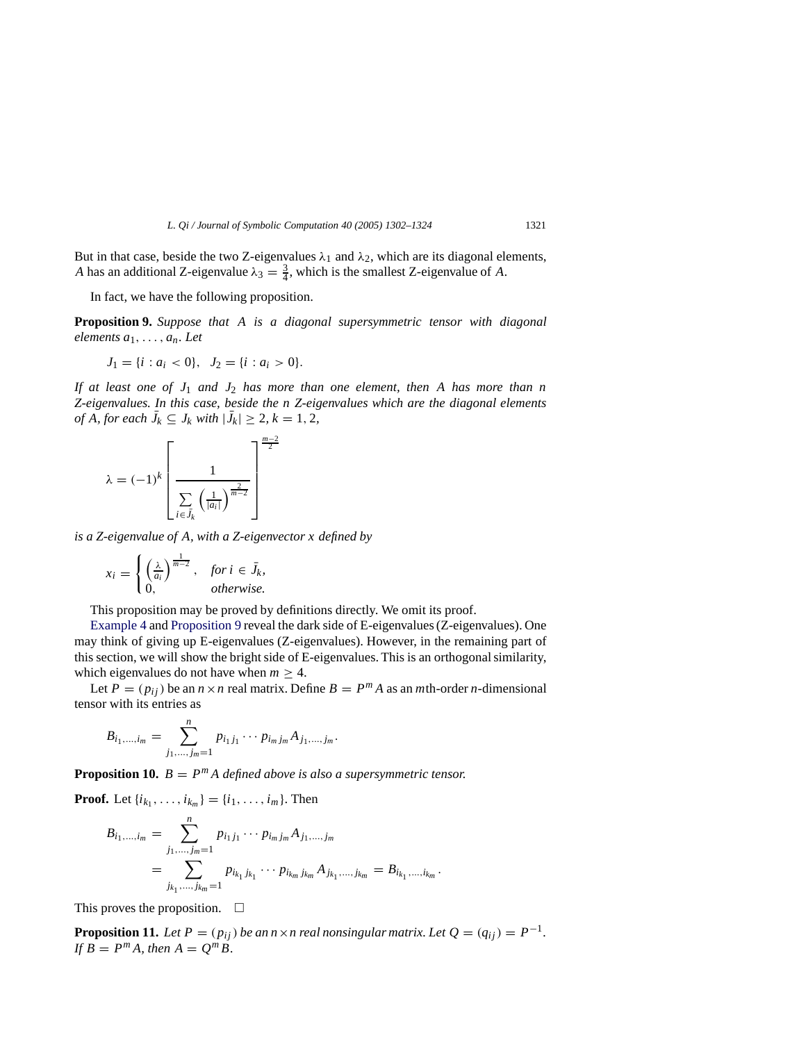But in that case, beside the two Z-eigenvalues $\lambda_1$ and $\lambda_2$, which are its diagonal elements, $A$ has an additional Z-eigenvalue $\lambda_3 = \frac{3}{4}$, which is the smallest Z-eigenvalue of $A$.

In fact, we have the following proposition.

**Proposition 9.** *Suppose that $A$ is a diagonal supersymmetric tensor with diagonal elements $a_1, \ldots, a_n$. Let*

$$J_1 = \{i : a_i < 0\}, \quad J_2 = \{i : a_i > 0\}.$$

*If at least one of $J_1$ and $J_2$ has more than one element, then $A$ has more than $n$ Z-eigenvalues. In this case, beside the $n$ Z-eigenvalues which are the diagonal elements of $A$, for each $\bar{J}_k \subseteq J_k$ with $|\bar{J}_k| \geq 2$, $k = 1, 2$,*

$$\lambda = (-1)^k \left[ \frac{1}{\sum_{i \in \bar{J}_k} \left( \frac{1}{|a_i|} \right)^{\frac{2}{m-2}}} \right]^{\frac{m-2}{2}}$$

*is a Z-eigenvalue of $A$, with a Z-eigenvector $x$ defined by*

$$x_i = \begin{cases} \left( \frac{\lambda}{a_i} \right)^{\frac{1}{m-2}}, & \text{for } i \in \bar{J}_k, \\ 0, & \text{otherwise.} \end{cases}$$

This proposition may be proved by definitions directly. We omit its proof.

Example 4 and Proposition 9 reveal the dark side of E-eigenvalues (Z-eigenvalues). One may think of giving up E-eigenvalues (Z-eigenvalues). However, in the remaining part of this section, we will show the bright side of E-eigenvalues. This is an orthogonal similarity, which eigenvalues do not have when $m \geq 4$.

Let $P = (p_{ij})$ be an $n \times n$ real matrix. Define $B = P^m A$ as an $m$th-order $n$-dimensional tensor with its entries as

$$B_{i_1,\ldots,i_m} = \sum_{j_1,\ldots,j_m=1}^{n} p_{i_1 j_1} \cdots p_{i_m j_m} A_{j_1,\ldots,j_m}.$$

**Proposition 10.** *$B = P^m A$ defined above is also a supersymmetric tensor.*

**Proof.** Let $\{i_{k_1}, \ldots, i_{k_m}\} = \{i_1, \ldots, i_m\}$. Then

$$\begin{aligned} B_{i_1,\ldots,i_m} &= \sum_{j_1,\ldots,j_m=1}^{n} p_{i_1 j_1} \cdots p_{i_m j_m} A_{j_1,\ldots,j_m} \\ &= \sum_{j_{k_1},\ldots,j_{k_m}=1} p_{i_{k_1} j_{k_1}} \cdots p_{i_{k_m} j_{k_m}} A_{j_{k_1},\ldots,j_{k_m}} = B_{i_{k_1},\ldots,i_{k_m}}. \end{aligned}$$

This proves the proposition. $\square$

**Proposition 11.** *Let $P = (p_{ij})$ be an $n \times n$ real nonsingular matrix. Let $Q = (q_{ij}) = P^{-1}$. If $B = P^m A$, then $A = Q^m B$.*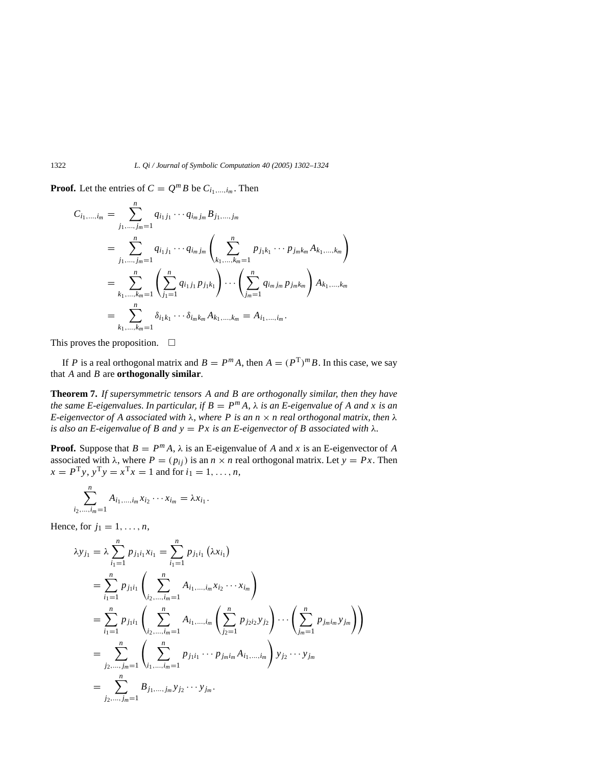**Proof.** Let the entries of $C = Q^m B$ be $C_{i_1,\ldots,i_m}$. Then

$$
\begin{aligned}
C_{i_1,\ldots,i_m} &= \sum_{j_1,\ldots,j_m=1}^{n} q_{i_1 j_1} \cdots q_{i_m j_m} B_{j_1,\ldots,j_m} \\
&= \sum_{j_1,\ldots,j_m=1}^{n} q_{i_1 j_1} \cdots q_{i_m j_m} \left( \sum_{k_1,\ldots,k_m=1}^{n} p_{j_1 k_1} \cdots p_{j_m k_m} A_{k_1,\ldots,k_m} \right) \\
&= \sum_{k_1,\ldots,k_m=1}^{n} \left( \sum_{j_1=1}^{n} q_{i_1 j_1} p_{j_1 k_1} \right) \cdots \left( \sum_{j_m=1}^{n} q_{i_m j_m} p_{j_m k_m} \right) A_{k_1,\ldots,k_m} \\
&= \sum_{k_1,\ldots,k_m=1}^{n} \delta_{i_1 k_1} \cdots \delta_{i_m k_m} A_{k_1,\ldots,k_m} = A_{i_1,\ldots,i_m}.
\end{aligned}
$$

This proves the proposition. □

If $P$ is a real orthogonal matrix and $B = P^m A$, then $A = (P^{\mathrm{T}})^m B$. In this case, we say that $A$ and $B$ are **orthogonally similar**.

**Theorem 7.** *If supersymmetric tensors $A$ and $B$ are orthogonally similar, then they have the same E-eigenvalues. In particular, if $B = P^m A$, $\lambda$ is an E-eigenvalue of $A$ and $x$ is an E-eigenvector of $A$ associated with $\lambda$, where $P$ is an $n \times n$ real orthogonal matrix, then $\lambda$ is also an E-eigenvalue of $B$ and $y = Px$ is an E-eigenvector of $B$ associated with $\lambda$.*

**Proof.** Suppose that $B = P^m A$, $\lambda$ is an E-eigenvalue of $A$ and $x$ is an E-eigenvector of $A$ associated with $\lambda$, where $P = (p_{ij})$ is an $n \times n$ real orthogonal matrix. Let $y = Px$. Then $x = P^{\mathrm{T}} y$, $y^{\mathrm{T}} y = x^{\mathrm{T}} x = 1$ and for $i_1 = 1, \ldots, n$,

$$
\sum_{i_2,\ldots,i_m=1}^{n} A_{i_1,\ldots,i_m} x_{i_2} \cdots x_{i_m} = \lambda x_{i_1}.
$$

Hence, for $j_1 = 1, \ldots, n$,

$$
\begin{aligned}
\lambda y_{j_1} &= \lambda \sum_{i_1=1}^{n} p_{j_1 i_1} x_{i_1} = \sum_{i_1=1}^{n} p_{j_1 i_1} \left( \lambda x_{i_1} \right) \\
&= \sum_{i_1=1}^{n} p_{j_1 i_1} \left( \sum_{i_2,\ldots,i_m=1}^{n} A_{i_1,\ldots,i_m} x_{i_2} \cdots x_{i_m} \right) \\
&= \sum_{i_1=1}^{n} p_{j_1 i_1} \left( \sum_{i_2,\ldots,i_m=1}^{n} A_{i_1,\ldots,i_m} \left( \sum_{j_2=1}^{n} p_{j_2 i_2} y_{j_2} \right) \cdots \left( \sum_{j_m=1}^{n} p_{j_m i_m} y_{j_m} \right) \right) \\
&= \sum_{j_2,\ldots,j_m=1}^{n} \left( \sum_{i_1,\ldots,i_m=1}^{n} p_{j_1 i_1} \cdots p_{j_m i_m} A_{i_1,\ldots,i_m} \right) y_{j_2} \cdots y_{j_m} \\
&= \sum_{j_2,\ldots,j_m=1}^{n} B_{j_1,\ldots,j_m} y_{j_2} \cdots y_{j_m}.
\end{aligned}
$$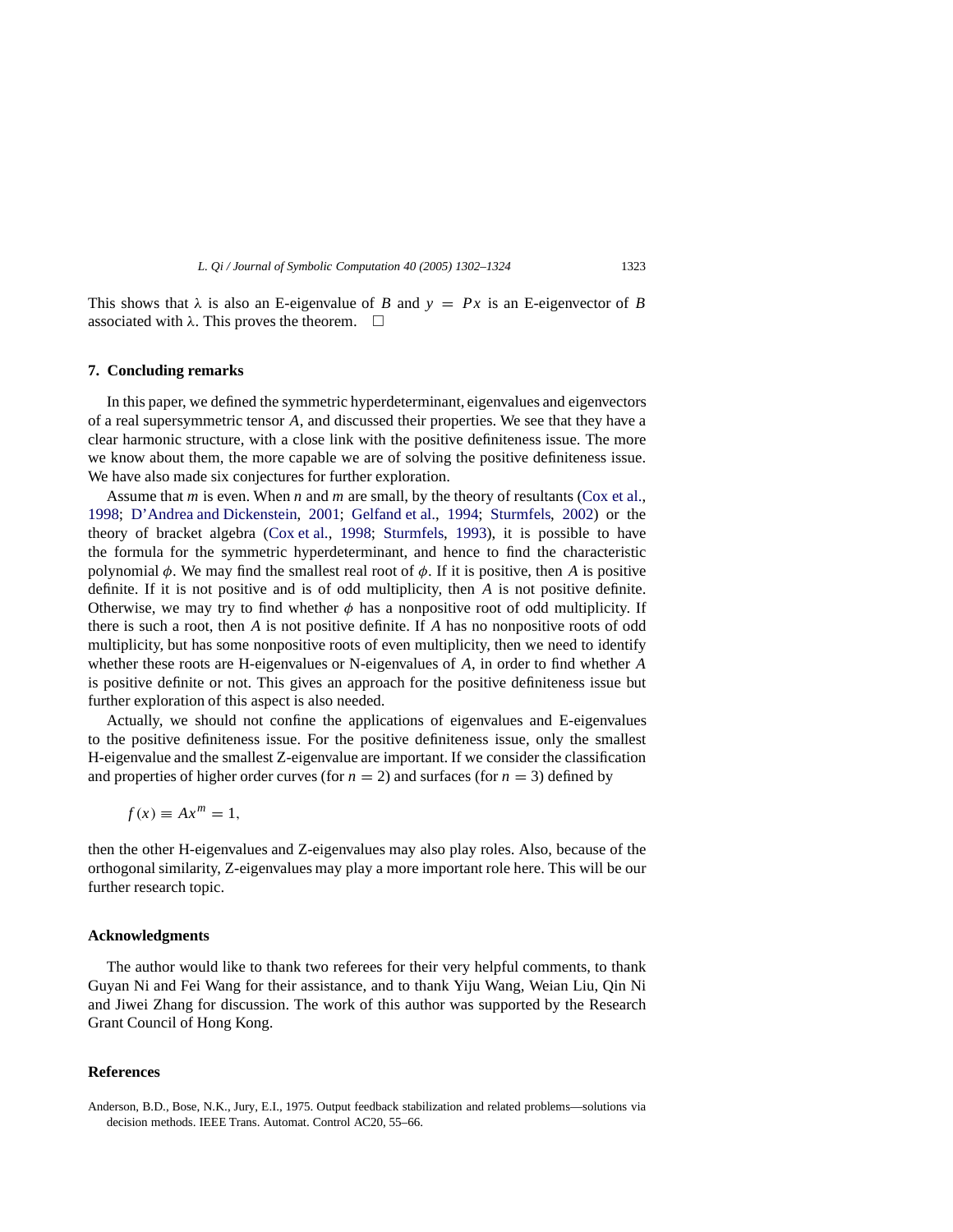This shows that $\lambda$ is also an E-eigenvalue of $B$ and $y = Px$ is an E-eigenvector of $B$ associated with $\lambda$. This proves the theorem. □

## 7. Concluding remarks

In this paper, we defined the symmetric hyperdeterminant, eigenvalues and eigenvectors of a real supersymmetric tensor $A$, and discussed their properties. We see that they have a clear harmonic structure, with a close link with the positive definiteness issue. The more we know about them, the more capable we are of solving the positive definiteness issue. We have also made six conjectures for further exploration.

Assume that $m$ is even. When $n$ and $m$ are small, by the theory of resultants (Cox et al., 1998; D'Andrea and Dickenstein, 2001; Gelfand et al., 1994; Sturmfels, 2002) or the theory of bracket algebra (Cox et al., 1998; Sturmfels, 1993), it is possible to have the formula for the symmetric hyperdeterminant, and hence to find the characteristic polynomial $\phi$. We may find the smallest real root of $\phi$. If it is positive, then $A$ is positive definite. If it is not positive and is of odd multiplicity, then $A$ is not positive definite. Otherwise, we may try to find whether $\phi$ has a nonpositive root of odd multiplicity. If there is such a root, then $A$ is not positive definite. If $A$ has no nonpositive roots of odd multiplicity, but has some nonpositive roots of even multiplicity, then we need to identify whether these roots are H-eigenvalues or N-eigenvalues of $A$, in order to find whether $A$ is positive definite or not. This gives an approach for the positive definiteness issue but further exploration of this aspect is also needed.

Actually, we should not confine the applications of eigenvalues and E-eigenvalues to the positive definiteness issue. For the positive definiteness issue, only the smallest H-eigenvalue and the smallest Z-eigenvalue are important. If we consider the classification and properties of higher order curves (for $n = 2$) and surfaces (for $n = 3$) defined by

$$f(x) \equiv Ax^m = 1,$$

then the other H-eigenvalues and Z-eigenvalues may also play roles. Also, because of the orthogonal similarity, Z-eigenvalues may play a more important role here. This will be our further research topic.

## Acknowledgments

The author would like to thank two referees for their very helpful comments, to thank Guyan Ni and Fei Wang for their assistance, and to thank Yiju Wang, Weian Liu, Qin Ni and Jiwei Zhang for discussion. The work of this author was supported by the Research Grant Council of Hong Kong.

## References

Anderson, B.D., Bose, N.K., Jury, E.I., 1975. Output feedback stabilization and related problems—solutions via decision methods. IEEE Trans. Automat. Control AC20, 55–66.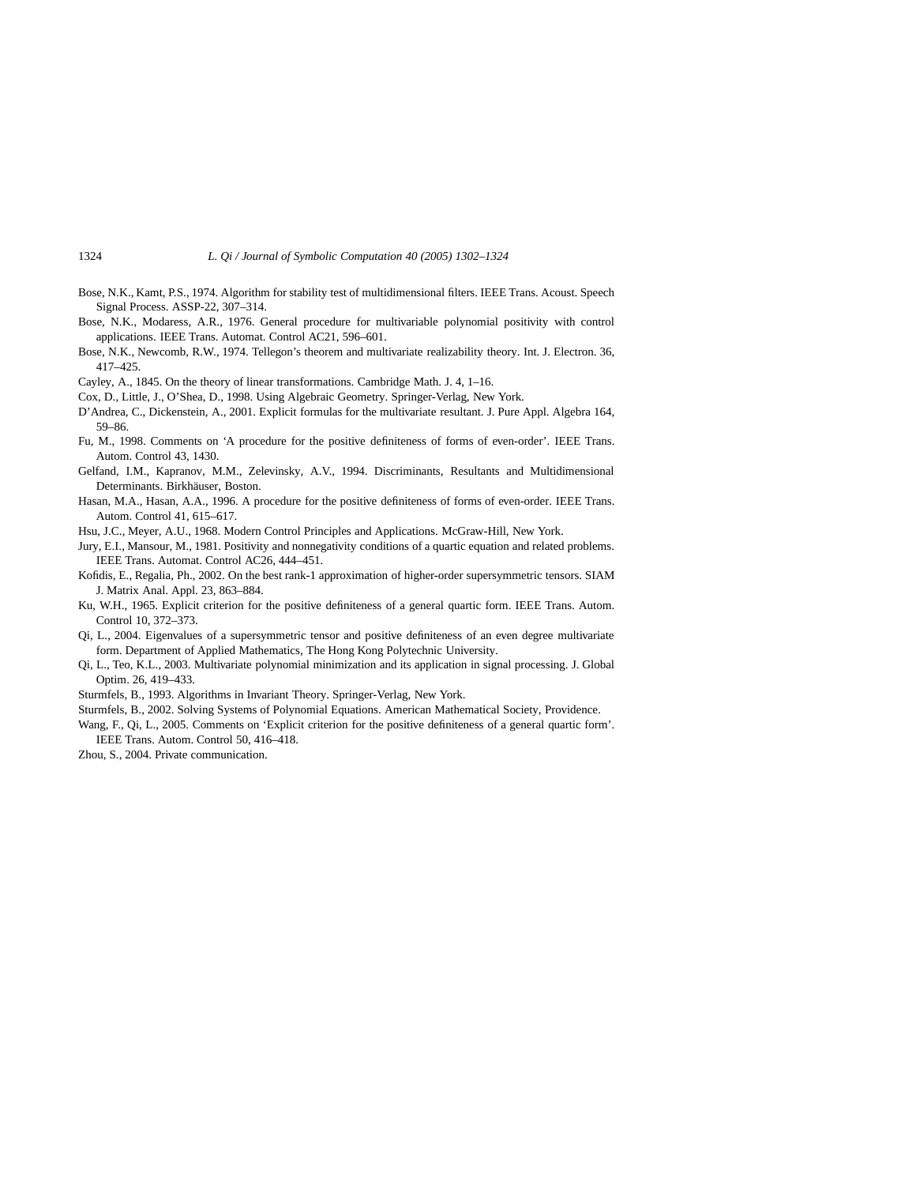Bose, N.K., Kamt, P.S., 1974. Algorithm for stability test of multidimensional filters. IEEE Trans. Acoust. Speech Signal Process. ASSP-22, 307–314.

Bose, N.K., Modaress, A.R., 1976. General procedure for multivariable polynomial positivity with control applications. IEEE Trans. Automat. Control AC21, 596–601.

Bose, N.K., Newcomb, R.W., 1974. Tellegon's theorem and multivariate realizability theory. Int. J. Electron. 36, 417–425.

Cayley, A., 1845. On the theory of linear transformations. Cambridge Math. J. 4, 1–16.

Cox, D., Little, J., O'Shea, D., 1998. Using Algebraic Geometry. Springer-Verlag, New York.

D'Andrea, C., Dickenstein, A., 2001. Explicit formulas for the multivariate resultant. J. Pure Appl. Algebra 164, 59–86.

Fu, M., 1998. Comments on 'A procedure for the positive definiteness of forms of even-order'. IEEE Trans. Autom. Control 43, 1430.

Gelfand, I.M., Kapranov, M.M., Zelevinsky, A.V., 1994. Discriminants, Resultants and Multidimensional Determinants. Birkhäuser, Boston.

Hasan, M.A., Hasan, A.A., 1996. A procedure for the positive definiteness of forms of even-order. IEEE Trans. Autom. Control 41, 615–617.

Hsu, J.C., Meyer, A.U., 1968. Modern Control Principles and Applications. McGraw-Hill, New York.

Jury, E.I., Mansour, M., 1981. Positivity and nonnegativity conditions of a quartic equation and related problems. IEEE Trans. Automat. Control AC26, 444–451.

Kofidis, E., Regalia, Ph., 2002. On the best rank-1 approximation of higher-order supersymmetric tensors. SIAM J. Matrix Anal. Appl. 23, 863–884.

Ku, W.H., 1965. Explicit criterion for the positive definiteness of a general quartic form. IEEE Trans. Autom. Control 10, 372–373.

Qi, L., 2004. Eigenvalues of a supersymmetric tensor and positive definiteness of an even degree multivariate form. Department of Applied Mathematics, The Hong Kong Polytechnic University.

Qi, L., Teo, K.L., 2003. Multivariate polynomial minimization and its application in signal processing. J. Global Optim. 26, 419–433.

Sturmfels, B., 1993. Algorithms in Invariant Theory. Springer-Verlag, New York.

Sturmfels, B., 2002. Solving Systems of Polynomial Equations. American Mathematical Society, Providence.

Wang, F., Qi, L., 2005. Comments on 'Explicit criterion for the positive definiteness of a general quartic form'. IEEE Trans. Autom. Control 50, 416–418.

Zhou, S., 2004. Private communication.